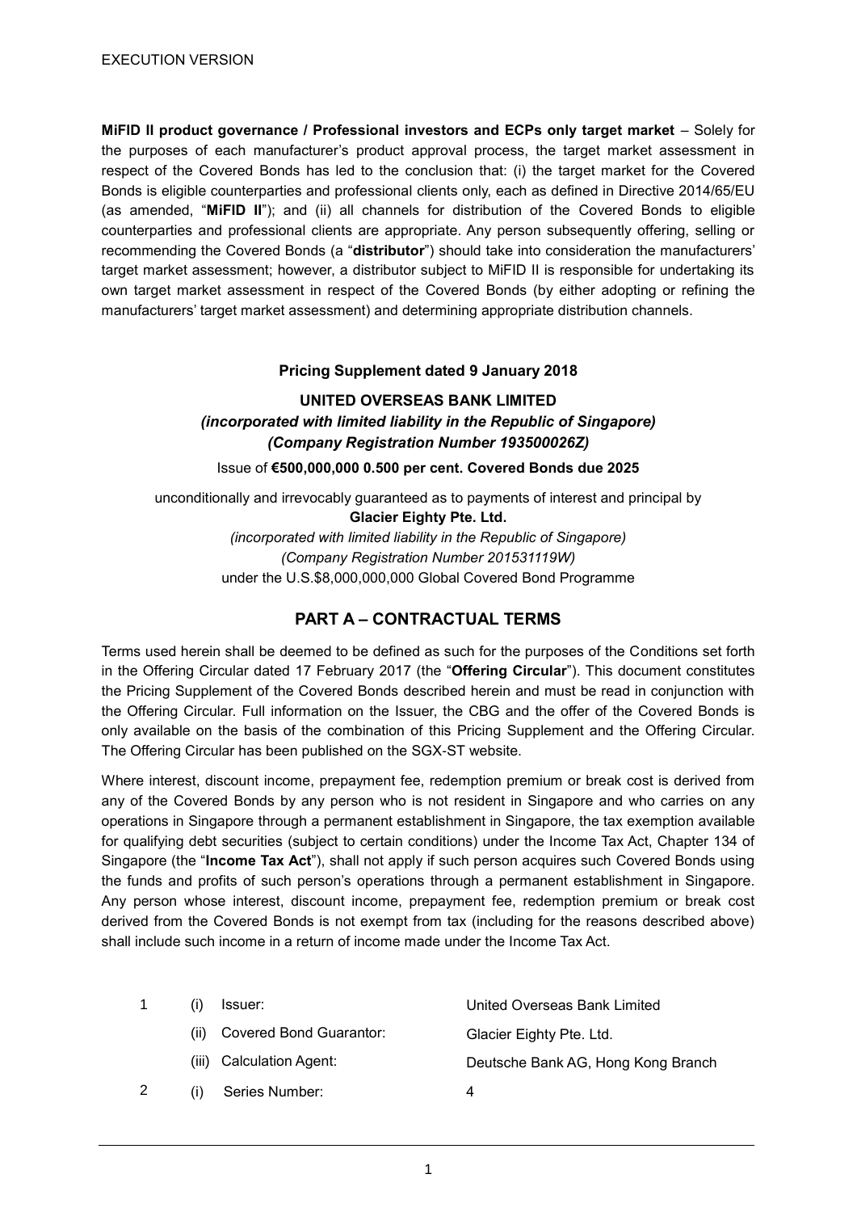EXECUTION VERSION

**MiFID II product governance / Professional investors and ECPs only target market** – Solely for the purposes of each manufacturer's product approval process, the target market assessment in respect of the Covered Bonds has led to the conclusion that: (i) the target market for the Covered Bonds is eligible counterparties and professional clients only, each as defined in Directive 2014/65/EU (as amended, "**MiFID II**"); and (ii) all channels for distribution of the Covered Bonds to eligible counterparties and professional clients are appropriate. Any person subsequently offering, selling or recommending the Covered Bonds (a "**distributor**") should take into consideration the manufacturers' target market assessment; however, a distributor subject to MiFID II is responsible for undertaking its own target market assessment in respect of the Covered Bonds (by either adopting or refining the manufacturers' target market assessment) and determining appropriate distribution channels.

**Pricing Supplement dated 9 January 2018**

**UNITED OVERSEAS BANK LIMITED**
***(incorporated with limited liability in the Republic of Singapore)***
***(Company Registration Number 193500026Z)***

Issue of **€500,000,000 0.500 per cent. Covered Bonds due 2025**

unconditionally and irrevocably guaranteed as to payments of interest and principal by
**Glacier Eighty Pte. Ltd.**
*(incorporated with limited liability in the Republic of Singapore)*
*(Company Registration Number 201531119W)*
under the U.S.$8,000,000,000 Global Covered Bond Programme

## PART A – CONTRACTUAL TERMS

Terms used herein shall be deemed to be defined as such for the purposes of the Conditions set forth in the Offering Circular dated 17 February 2017 (the "**Offering Circular**"). This document constitutes the Pricing Supplement of the Covered Bonds described herein and must be read in conjunction with the Offering Circular. Full information on the Issuer, the CBG and the offer of the Covered Bonds is only available on the basis of the combination of this Pricing Supplement and the Offering Circular. The Offering Circular has been published on the SGX-ST website.

Where interest, discount income, prepayment fee, redemption premium or break cost is derived from any of the Covered Bonds by any person who is not resident in Singapore and who carries on any operations in Singapore through a permanent establishment in Singapore, the tax exemption available for qualifying debt securities (subject to certain conditions) under the Income Tax Act, Chapter 134 of Singapore (the "**Income Tax Act**"), shall not apply if such person acquires such Covered Bonds using the funds and profits of such person's operations through a permanent establishment in Singapore. Any person whose interest, discount income, prepayment fee, redemption premium or break cost derived from the Covered Bonds is not exempt from tax (including for the reasons described above) shall include such income in a return of income made under the Income Tax Act.

| | | | |
|---|---|---|---|
| 1 | (i) | Issuer: | United Overseas Bank Limited |
| | (ii) | Covered Bond Guarantor: | Glacier Eighty Pte. Ltd. |
| | (iii) | Calculation Agent: | Deutsche Bank AG, Hong Kong Branch |
| 2 | (i) | Series Number: | 4 |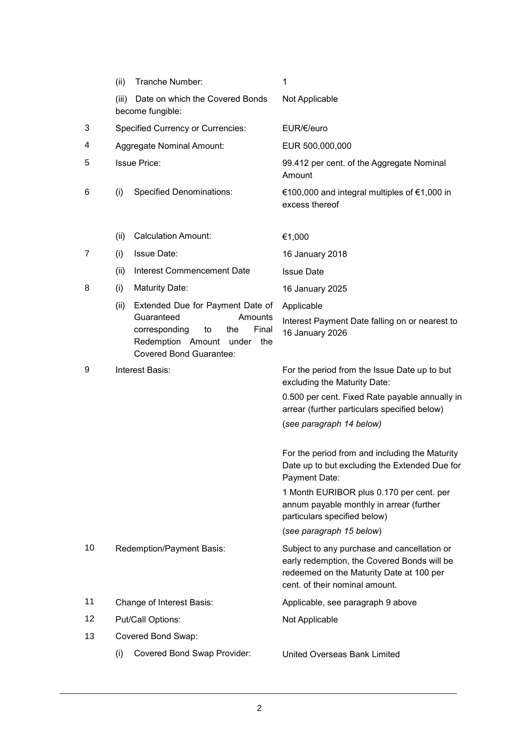| | | | |
|---|---|---|---|
| | (ii) | Tranche Number: | 1 |
| | (iii) | Date on which the Covered Bonds become fungible: | Not Applicable |
| 3 | | Specified Currency or Currencies: | EUR/€/euro |
| 4 | | Aggregate Nominal Amount: | EUR 500,000,000 |
| 5 | | Issue Price: | 99.412 per cent. of the Aggregate Nominal Amount |
| 6 | (i) | Specified Denominations: | €100,000 and integral multiples of €1,000 in excess thereof |
| | (ii) | Calculation Amount: | €1,000 |
| 7 | (i) | Issue Date: | 16 January 2018 |
| | (ii) | Interest Commencement Date | Issue Date |
| 8 | (i) | Maturity Date: | 16 January 2025 |
| | (ii) | Extended Due for Payment Date of Guaranteed Amounts corresponding to the Final Redemption Amount under the Covered Bond Guarantee: | Applicable<br><br>Interest Payment Date falling on or nearest to 16 January 2026 |
| 9 | | Interest Basis: | For the period from the Issue Date up to but excluding the Maturity Date:<br><br>0.500 per cent. Fixed Rate payable annually in arrear (further particulars specified below)<br><br>(*see paragraph 14 below)*<br><br>For the period from and including the Maturity Date up to but excluding the Extended Due for Payment Date:<br><br>1 Month EURIBOR plus 0.170 per cent. per annum payable monthly in arrear (further particulars specified below)<br><br>(*see paragraph 15 below*) |
| 10 | | Redemption/Payment Basis: | Subject to any purchase and cancellation or early redemption, the Covered Bonds will be redeemed on the Maturity Date at 100 per cent. of their nominal amount. |
| 11 | | Change of Interest Basis: | Applicable, see paragraph 9 above |
| 12 | | Put/Call Options: | Not Applicable |
| 13 | | Covered Bond Swap: | |
| | (i) | Covered Bond Swap Provider: | United Overseas Bank Limited |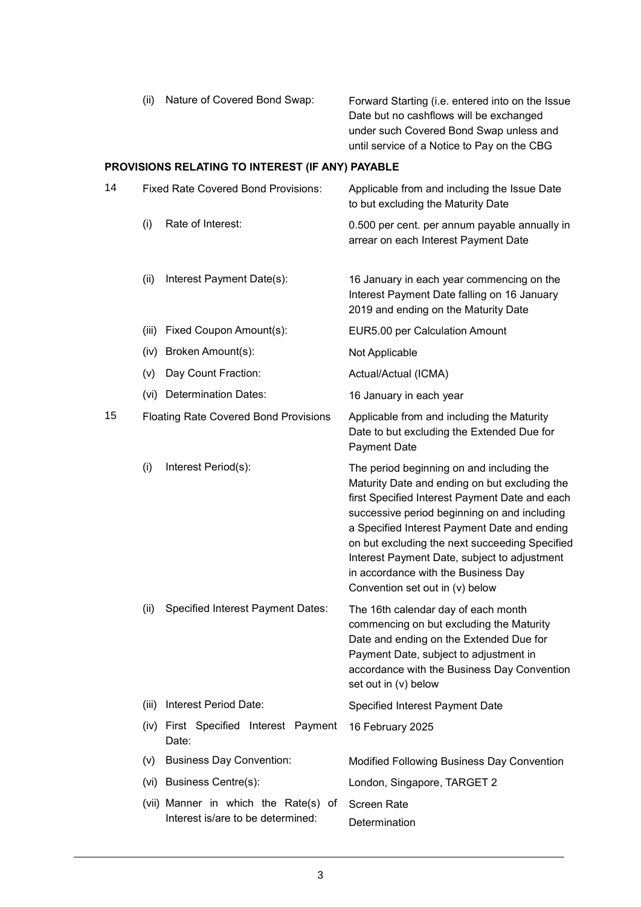| | | |
|---|---|---|
| | (ii) Nature of Covered Bond Swap: | Forward Starting (i.e. entered into on the Issue Date but no cashflows will be exchanged under such Covered Bond Swap unless and until service of a Notice to Pay on the CBG |

**PROVISIONS RELATING TO INTEREST (IF ANY) PAYABLE**

| | | |
|---|---|---|
| 14 | Fixed Rate Covered Bond Provisions: | Applicable from and including the Issue Date to but excluding the Maturity Date |
| | (i) Rate of Interest: | 0.500 per cent. per annum payable annually in arrear on each Interest Payment Date |
| | (ii) Interest Payment Date(s): | 16 January in each year commencing on the Interest Payment Date falling on 16 January 2019 and ending on the Maturity Date |
| | (iii) Fixed Coupon Amount(s): | EUR5.00 per Calculation Amount |
| | (iv) Broken Amount(s): | Not Applicable |
| | (v) Day Count Fraction: | Actual/Actual (ICMA) |
| | (vi) Determination Dates: | 16 January in each year |
| 15 | Floating Rate Covered Bond Provisions | Applicable from and including the Maturity Date to but excluding the Extended Due for Payment Date |
| | (i) Interest Period(s): | The period beginning on and including the Maturity Date and ending on but excluding the first Specified Interest Payment Date and each successive period beginning on and including a Specified Interest Payment Date and ending on but excluding the next succeeding Specified Interest Payment Date, subject to adjustment in accordance with the Business Day Convention set out in (v) below |
| | (ii) Specified Interest Payment Dates: | The 16th calendar day of each month commencing on but excluding the Maturity Date and ending on the Extended Due for Payment Date, subject to adjustment in accordance with the Business Day Convention set out in (v) below |
| | (iii) Interest Period Date: | Specified Interest Payment Date |
| | (iv) First Specified Interest Payment Date: | 16 February 2025 |
| | (v) Business Day Convention: | Modified Following Business Day Convention |
| | (vi) Business Centre(s): | London, Singapore, TARGET 2 |
| | (vii) Manner in which the Rate(s) of Interest is/are to be determined: | Screen Rate Determination |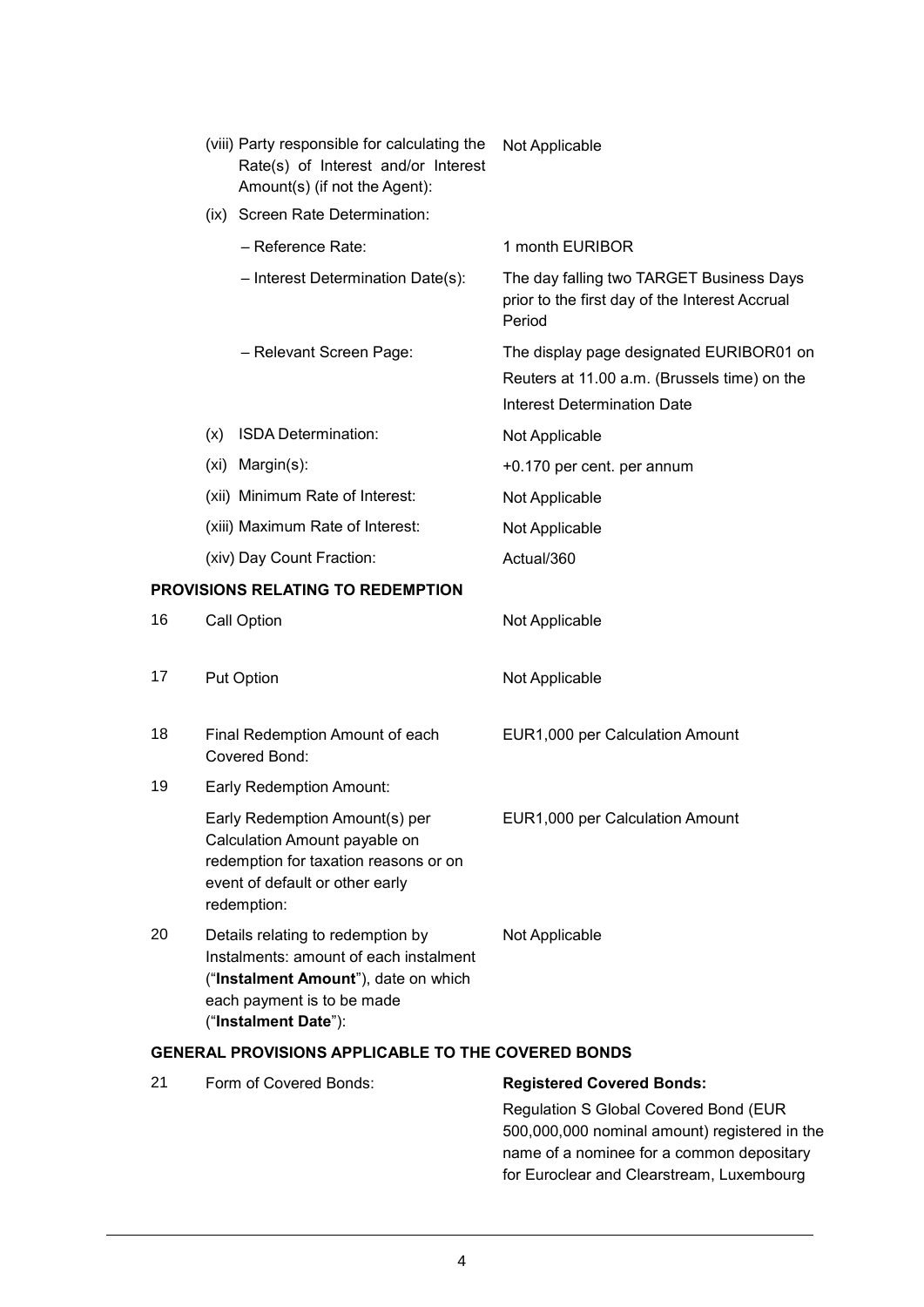| | |
|---|---|
| (viii) Party responsible for calculating the Rate(s) of Interest and/or Interest Amount(s) (if not the Agent): | Not Applicable |
| (ix) Screen Rate Determination: | |
| – Reference Rate: | 1 month EURIBOR |
| – Interest Determination Date(s): | The day falling two TARGET Business Days prior to the first day of the Interest Accrual Period |
| – Relevant Screen Page: | The display page designated EURIBOR01 on Reuters at 11.00 a.m. (Brussels time) on the Interest Determination Date |
| (x) ISDA Determination: | Not Applicable |
| (xi) Margin(s): | +0.170 per cent. per annum |
| (xii) Minimum Rate of Interest: | Not Applicable |
| (xiii) Maximum Rate of Interest: | Not Applicable |
| (xiv) Day Count Fraction: | Actual/360 |

**PROVISIONS RELATING TO REDEMPTION**

| | | |
|---|---|---|
| 16 | Call Option | Not Applicable |
| 17 | Put Option | Not Applicable |
| 18 | Final Redemption Amount of each Covered Bond: | EUR1,000 per Calculation Amount |
| 19 | Early Redemption Amount: | |
| | Early Redemption Amount(s) per Calculation Amount payable on redemption for taxation reasons or on event of default or other early redemption: | EUR1,000 per Calculation Amount |
| 20 | Details relating to redemption by Instalments: amount of each instalment ("**Instalment Amount**"), date on which each payment is to be made ("**Instalment Date**"): | Not Applicable |

**GENERAL PROVISIONS APPLICABLE TO THE COVERED BONDS**

| | | |
|---|---|---|
| 21 | Form of Covered Bonds: | **Registered Covered Bonds:**<br>Regulation S Global Covered Bond (EUR 500,000,000 nominal amount) registered in the name of a nominee for a common depositary for Euroclear and Clearstream, Luxembourg |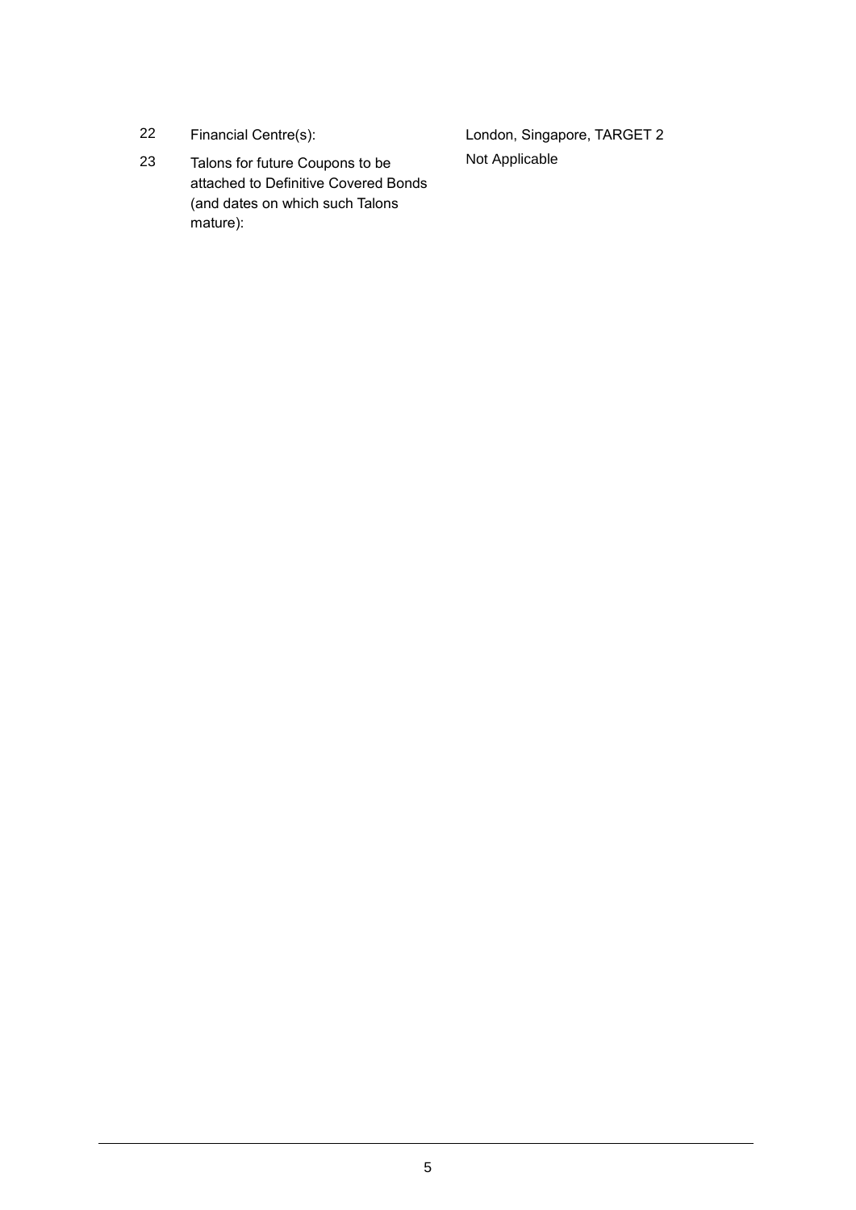| | | |
|---|---|---|
| 22 | Financial Centre(s): | London, Singapore, TARGET 2 |
| 23 | Talons for future Coupons to be attached to Definitive Covered Bonds (and dates on which such Talons mature): | Not Applicable |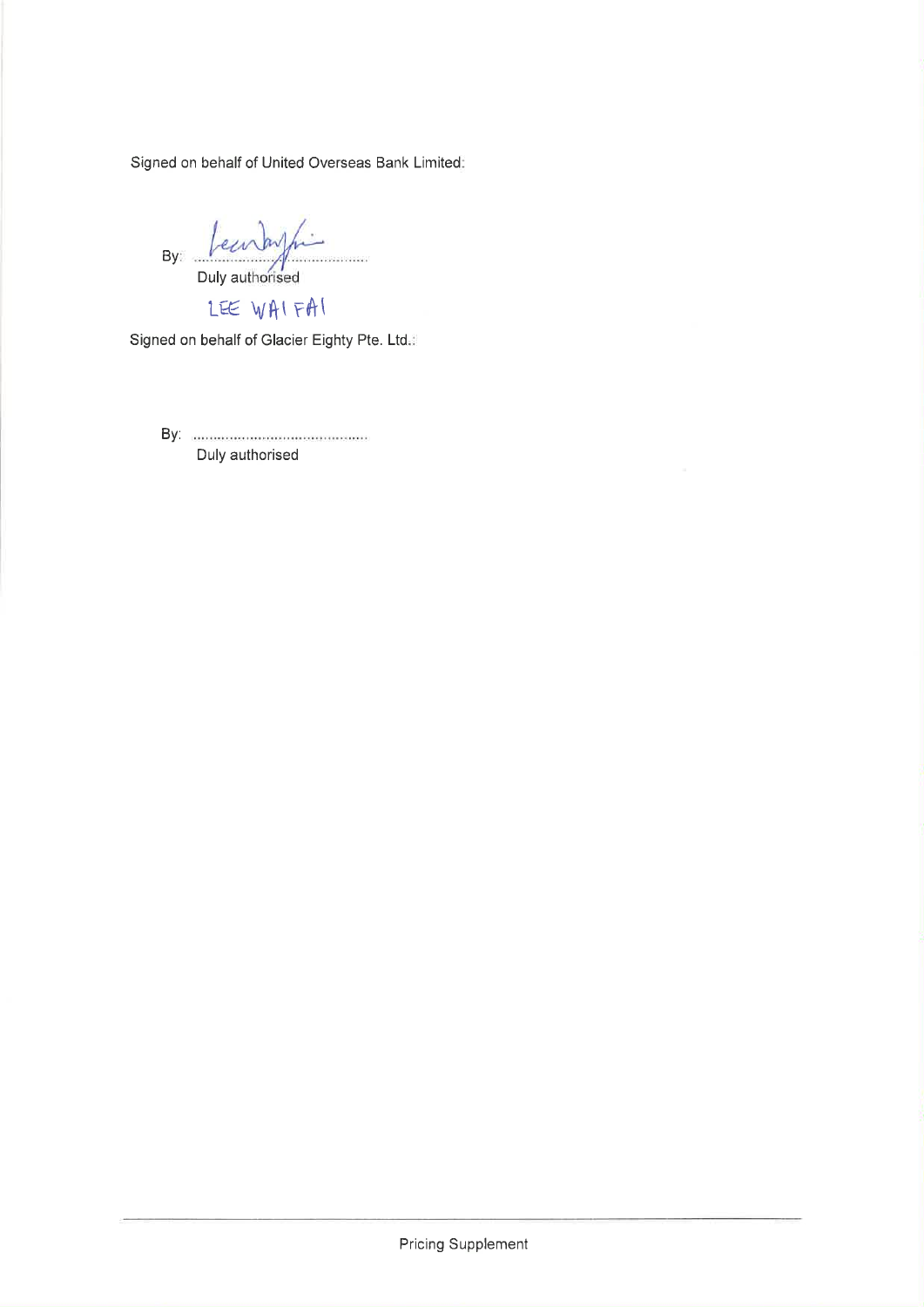Signed on behalf of United Overseas Bank Limited:

By: ........................................
Duly authorised

LEE WAI FAI

Signed on behalf of Glacier Eighty Pte. Ltd.:

By: ........................................
Duly authorised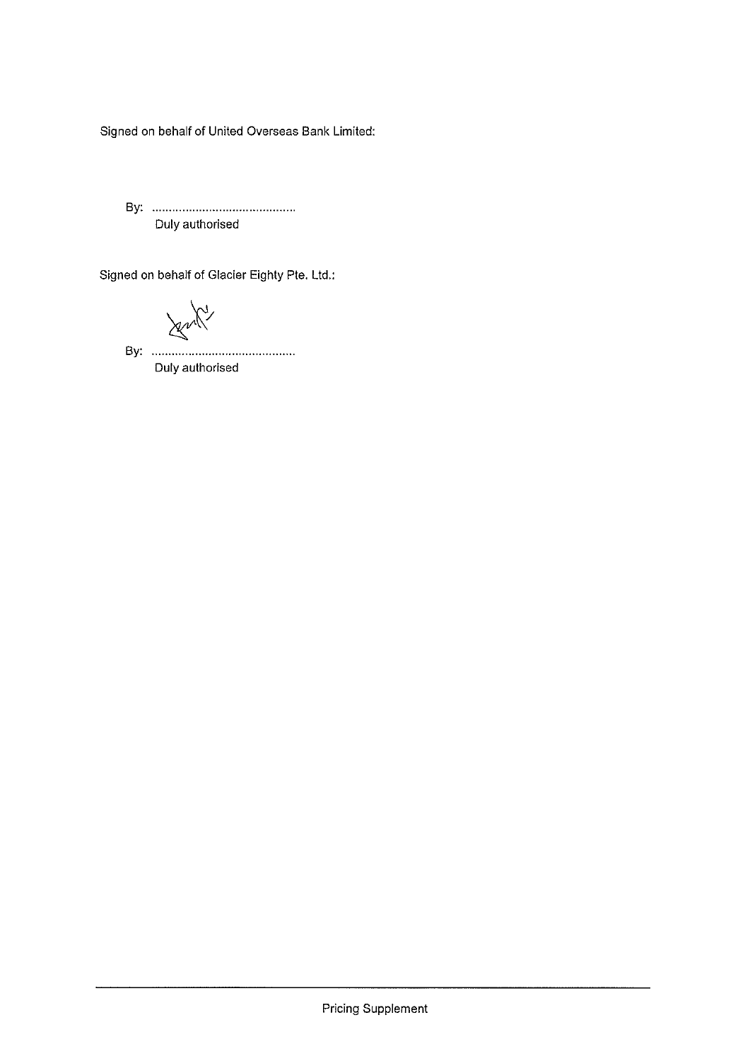Signed on behalf of United Overseas Bank Limited:

By: ..........................................

Duly authorised

Signed on behalf of Glacier Eighty Pte. Ltd.:

By: ..........................................

Duly authorised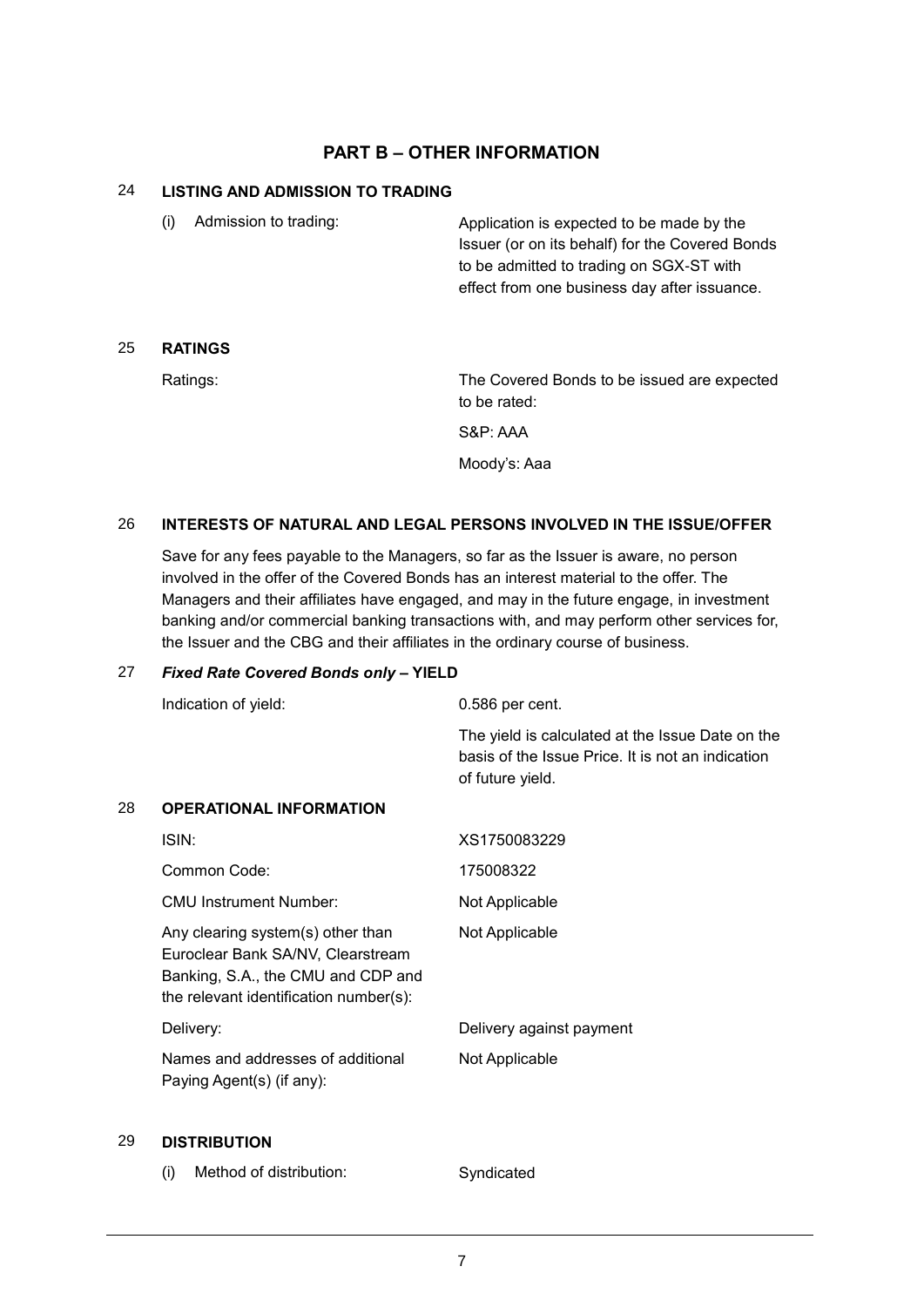# PART B – OTHER INFORMATION

## 24 LISTING AND ADMISSION TO TRADING

| | |
|---|---|
| (i) Admission to trading: | Application is expected to be made by the Issuer (or on its behalf) for the Covered Bonds to be admitted to trading on SGX-ST with effect from one business day after issuance. |

## 25 RATINGS

| | |
|---|---|
| Ratings: | The Covered Bonds to be issued are expected to be rated:<br><br>S&P: AAA<br><br>Moody's: Aaa |

## 26 INTERESTS OF NATURAL AND LEGAL PERSONS INVOLVED IN THE ISSUE/OFFER

Save for any fees payable to the Managers, so far as the Issuer is aware, no person involved in the offer of the Covered Bonds has an interest material to the offer. The Managers and their affiliates have engaged, and may in the future engage, in investment banking and/or commercial banking transactions with, and may perform other services for, the Issuer and the CBG and their affiliates in the ordinary course of business.

## 27 *Fixed Rate Covered Bonds only* – YIELD

| | |
|---|---|
| Indication of yield: | 0.586 per cent.<br><br>The yield is calculated at the Issue Date on the basis of the Issue Price. It is not an indication of future yield. |

## 28 OPERATIONAL INFORMATION

| | |
|---|---|
| ISIN: | XS1750083229 |
| Common Code: | 175008322 |
| CMU Instrument Number: | Not Applicable |
| Any clearing system(s) other than Euroclear Bank SA/NV, Clearstream Banking, S.A., the CMU and CDP and the relevant identification number(s): | Not Applicable |
| Delivery: | Delivery against payment |
| Names and addresses of additional Paying Agent(s) (if any): | Not Applicable |

## 29 DISTRIBUTION

| | |
|---|---|
| (i) Method of distribution: | Syndicated |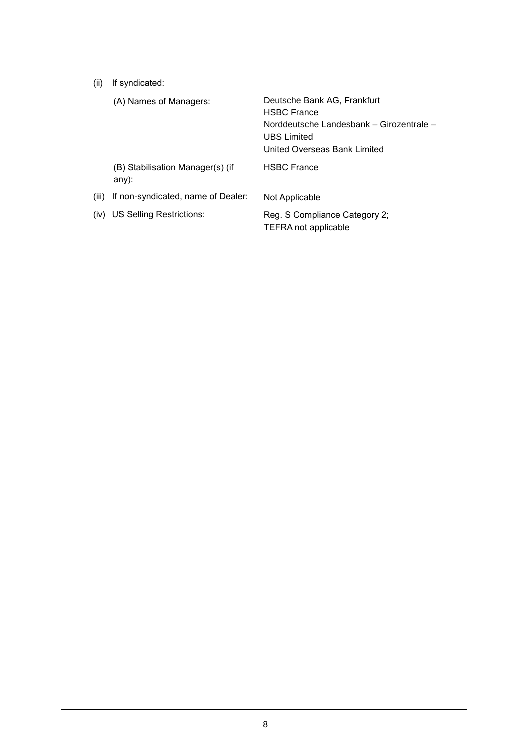(ii) If syndicated:

| | |
|---|---|
| (A) Names of Managers: | Deutsche Bank AG, Frankfurt<br>HSBC France<br>Norddeutsche Landesbank – Girozentrale –<br>UBS Limited<br>United Overseas Bank Limited |
| (B) Stabilisation Manager(s) (if any): | HSBC France |

| | |
|---|---|
| (iii) If non-syndicated, name of Dealer: | Not Applicable |
| (iv) US Selling Restrictions: | Reg. S Compliance Category 2;<br>TEFRA not applicable |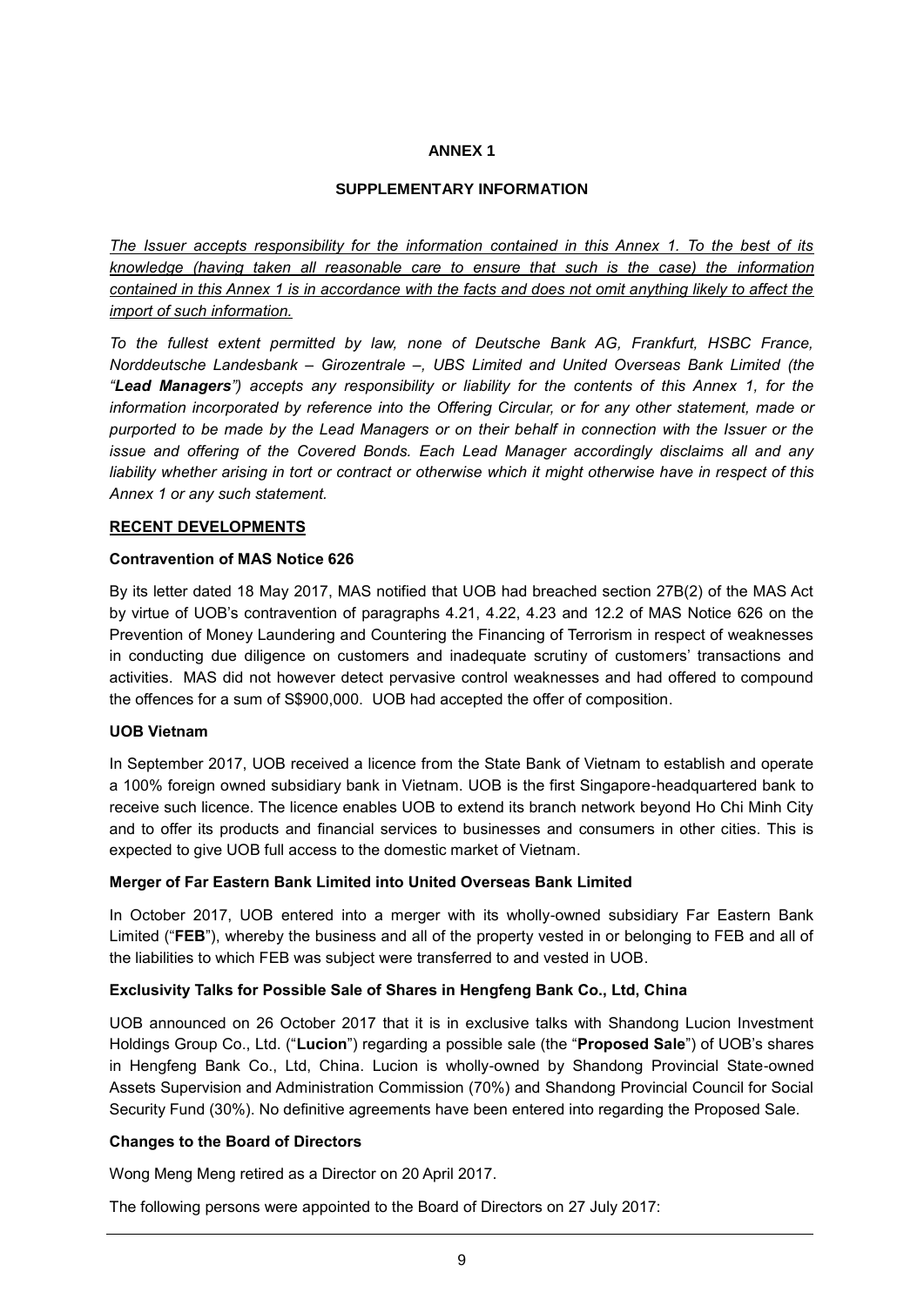**ANNEX 1**

**SUPPLEMENTARY INFORMATION**

*The Issuer accepts responsibility for the information contained in this Annex 1. To the best of its knowledge (having taken all reasonable care to ensure that such is the case) the information contained in this Annex 1 is in accordance with the facts and does not omit anything likely to affect the import of such information.*

*To the fullest extent permitted by law, none of Deutsche Bank AG, Frankfurt, HSBC France, Norddeutsche Landesbank – Girozentrale –, UBS Limited and United Overseas Bank Limited (the "**Lead Managers**") accepts any responsibility or liability for the contents of this Annex 1, for the information incorporated by reference into the Offering Circular, or for any other statement, made or purported to be made by the Lead Managers or on their behalf in connection with the Issuer or the issue and offering of the Covered Bonds. Each Lead Manager accordingly disclaims all and any liability whether arising in tort or contract or otherwise which it might otherwise have in respect of this Annex 1 or any such statement.*

**RECENT DEVELOPMENTS**

**Contravention of MAS Notice 626**

By its letter dated 18 May 2017, MAS notified that UOB had breached section 27B(2) of the MAS Act by virtue of UOB's contravention of paragraphs 4.21, 4.22, 4.23 and 12.2 of MAS Notice 626 on the Prevention of Money Laundering and Countering the Financing of Terrorism in respect of weaknesses in conducting due diligence on customers and inadequate scrutiny of customers' transactions and activities. MAS did not however detect pervasive control weaknesses and had offered to compound the offences for a sum of S$900,000. UOB had accepted the offer of composition.

**UOB Vietnam**

In September 2017, UOB received a licence from the State Bank of Vietnam to establish and operate a 100% foreign owned subsidiary bank in Vietnam. UOB is the first Singapore-headquartered bank to receive such licence. The licence enables UOB to extend its branch network beyond Ho Chi Minh City and to offer its products and financial services to businesses and consumers in other cities. This is expected to give UOB full access to the domestic market of Vietnam.

**Merger of Far Eastern Bank Limited into United Overseas Bank Limited**

In October 2017, UOB entered into a merger with its wholly-owned subsidiary Far Eastern Bank Limited ("**FEB**"), whereby the business and all of the property vested in or belonging to FEB and all of the liabilities to which FEB was subject were transferred to and vested in UOB.

**Exclusivity Talks for Possible Sale of Shares in Hengfeng Bank Co., Ltd, China**

UOB announced on 26 October 2017 that it is in exclusive talks with Shandong Lucion Investment Holdings Group Co., Ltd. ("**Lucion**") regarding a possible sale (the "**Proposed Sale**") of UOB's shares in Hengfeng Bank Co., Ltd, China. Lucion is wholly-owned by Shandong Provincial State-owned Assets Supervision and Administration Commission (70%) and Shandong Provincial Council for Social Security Fund (30%). No definitive agreements have been entered into regarding the Proposed Sale.

**Changes to the Board of Directors**

Wong Meng Meng retired as a Director on 20 April 2017.

The following persons were appointed to the Board of Directors on 27 July 2017: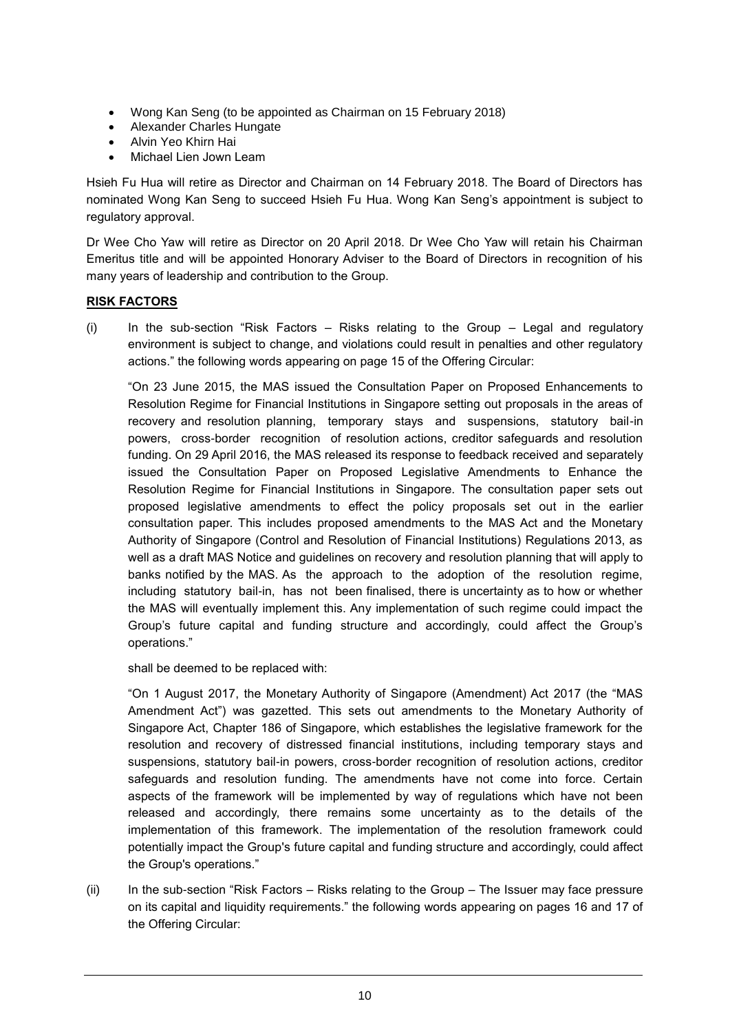- Wong Kan Seng (to be appointed as Chairman on 15 February 2018)
- Alexander Charles Hungate
- Alvin Yeo Khirn Hai
- Michael Lien Jown Leam

Hsieh Fu Hua will retire as Director and Chairman on 14 February 2018. The Board of Directors has nominated Wong Kan Seng to succeed Hsieh Fu Hua. Wong Kan Seng's appointment is subject to regulatory approval.

Dr Wee Cho Yaw will retire as Director on 20 April 2018. Dr Wee Cho Yaw will retain his Chairman Emeritus title and will be appointed Honorary Adviser to the Board of Directors in recognition of his many years of leadership and contribution to the Group.

**RISK FACTORS**

(i) In the sub-section "Risk Factors – Risks relating to the Group – Legal and regulatory environment is subject to change, and violations could result in penalties and other regulatory actions." the following words appearing on page 15 of the Offering Circular:

"On 23 June 2015, the MAS issued the Consultation Paper on Proposed Enhancements to Resolution Regime for Financial Institutions in Singapore setting out proposals in the areas of recovery and resolution planning, temporary stays and suspensions, statutory bail-in powers, cross-border recognition of resolution actions, creditor safeguards and resolution funding. On 29 April 2016, the MAS released its response to feedback received and separately issued the Consultation Paper on Proposed Legislative Amendments to Enhance the Resolution Regime for Financial Institutions in Singapore. The consultation paper sets out proposed legislative amendments to effect the policy proposals set out in the earlier consultation paper. This includes proposed amendments to the MAS Act and the Monetary Authority of Singapore (Control and Resolution of Financial Institutions) Regulations 2013, as well as a draft MAS Notice and guidelines on recovery and resolution planning that will apply to banks notified by the MAS. As the approach to the adoption of the resolution regime, including statutory bail-in, has not been finalised, there is uncertainty as to how or whether the MAS will eventually implement this. Any implementation of such regime could impact the Group's future capital and funding structure and accordingly, could affect the Group's operations."

shall be deemed to be replaced with:

"On 1 August 2017, the Monetary Authority of Singapore (Amendment) Act 2017 (the "MAS Amendment Act") was gazetted. This sets out amendments to the Monetary Authority of Singapore Act, Chapter 186 of Singapore, which establishes the legislative framework for the resolution and recovery of distressed financial institutions, including temporary stays and suspensions, statutory bail-in powers, cross-border recognition of resolution actions, creditor safeguards and resolution funding. The amendments have not come into force. Certain aspects of the framework will be implemented by way of regulations which have not been released and accordingly, there remains some uncertainty as to the details of the implementation of this framework. The implementation of the resolution framework could potentially impact the Group's future capital and funding structure and accordingly, could affect the Group's operations."

(ii) In the sub-section "Risk Factors – Risks relating to the Group – The Issuer may face pressure on its capital and liquidity requirements." the following words appearing on pages 16 and 17 of the Offering Circular: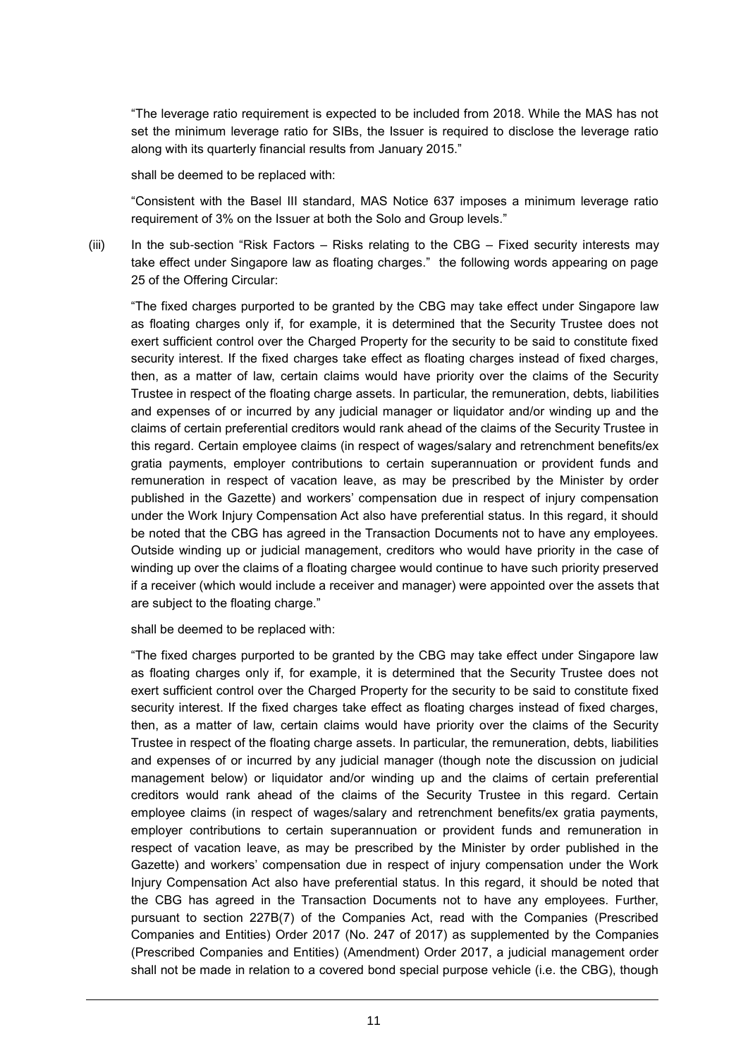"The leverage ratio requirement is expected to be included from 2018. While the MAS has not set the minimum leverage ratio for SIBs, the Issuer is required to disclose the leverage ratio along with its quarterly financial results from January 2015."

shall be deemed to be replaced with:

"Consistent with the Basel III standard, MAS Notice 637 imposes a minimum leverage ratio requirement of 3% on the Issuer at both the Solo and Group levels."

(iii) In the sub-section "Risk Factors – Risks relating to the CBG – Fixed security interests may take effect under Singapore law as floating charges." the following words appearing on page 25 of the Offering Circular:

"The fixed charges purported to be granted by the CBG may take effect under Singapore law as floating charges only if, for example, it is determined that the Security Trustee does not exert sufficient control over the Charged Property for the security to be said to constitute fixed security interest. If the fixed charges take effect as floating charges instead of fixed charges, then, as a matter of law, certain claims would have priority over the claims of the Security Trustee in respect of the floating charge assets. In particular, the remuneration, debts, liabilities and expenses of or incurred by any judicial manager or liquidator and/or winding up and the claims of certain preferential creditors would rank ahead of the claims of the Security Trustee in this regard. Certain employee claims (in respect of wages/salary and retrenchment benefits/ex gratia payments, employer contributions to certain superannuation or provident funds and remuneration in respect of vacation leave, as may be prescribed by the Minister by order published in the Gazette) and workers' compensation due in respect of injury compensation under the Work Injury Compensation Act also have preferential status. In this regard, it should be noted that the CBG has agreed in the Transaction Documents not to have any employees. Outside winding up or judicial management, creditors who would have priority in the case of winding up over the claims of a floating chargee would continue to have such priority preserved if a receiver (which would include a receiver and manager) were appointed over the assets that are subject to the floating charge."

shall be deemed to be replaced with:

"The fixed charges purported to be granted by the CBG may take effect under Singapore law as floating charges only if, for example, it is determined that the Security Trustee does not exert sufficient control over the Charged Property for the security to be said to constitute fixed security interest. If the fixed charges take effect as floating charges instead of fixed charges, then, as a matter of law, certain claims would have priority over the claims of the Security Trustee in respect of the floating charge assets. In particular, the remuneration, debts, liabilities and expenses of or incurred by any judicial manager (though note the discussion on judicial management below) or liquidator and/or winding up and the claims of certain preferential creditors would rank ahead of the claims of the Security Trustee in this regard. Certain employee claims (in respect of wages/salary and retrenchment benefits/ex gratia payments, employer contributions to certain superannuation or provident funds and remuneration in respect of vacation leave, as may be prescribed by the Minister by order published in the Gazette) and workers' compensation due in respect of injury compensation under the Work Injury Compensation Act also have preferential status. In this regard, it should be noted that the CBG has agreed in the Transaction Documents not to have any employees. Further, pursuant to section 227B(7) of the Companies Act, read with the Companies (Prescribed Companies and Entities) Order 2017 (No. 247 of 2017) as supplemented by the Companies (Prescribed Companies and Entities) (Amendment) Order 2017, a judicial management order shall not be made in relation to a covered bond special purpose vehicle (i.e. the CBG), though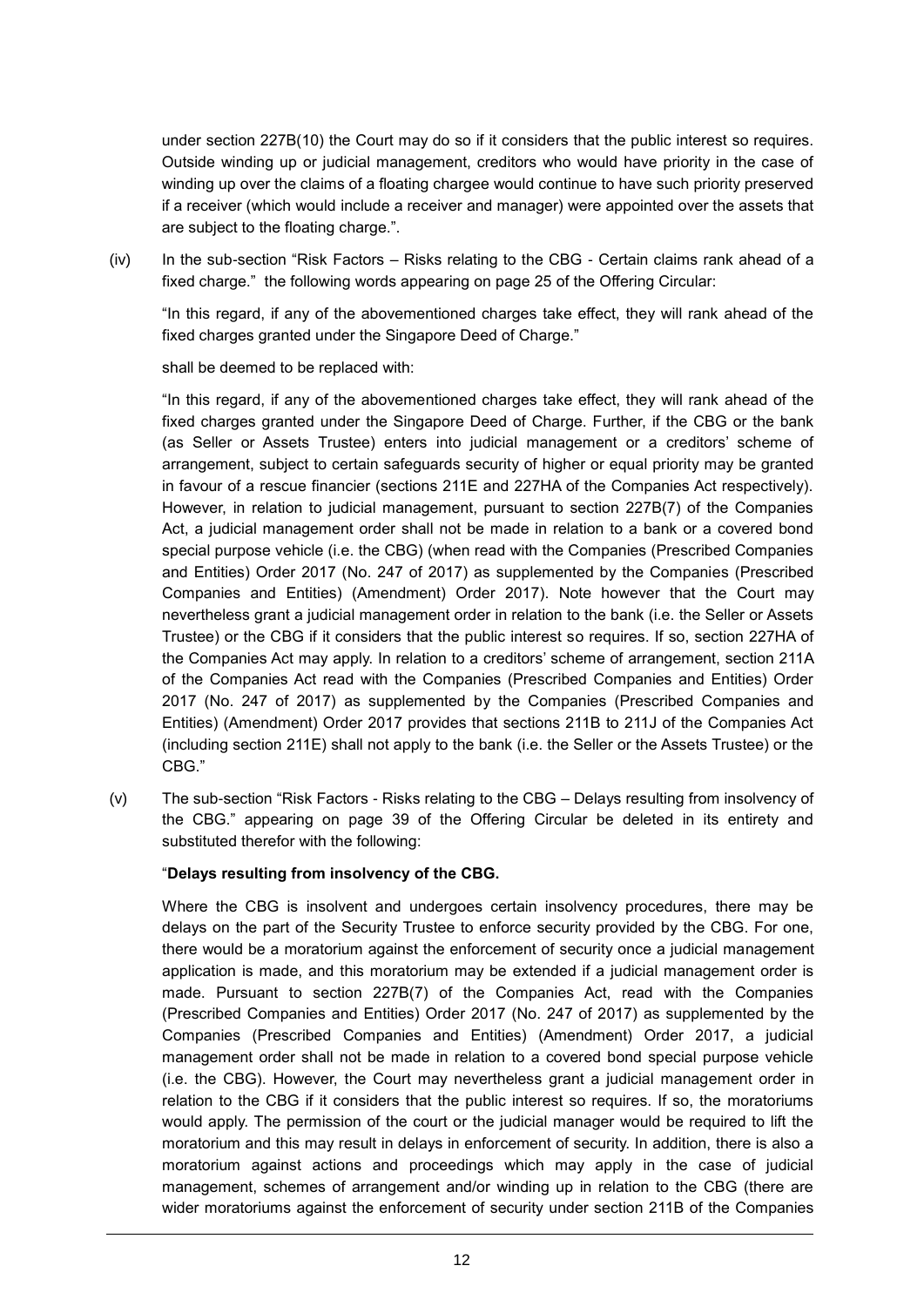under section 227B(10) the Court may do so if it considers that the public interest so requires. Outside winding up or judicial management, creditors who would have priority in the case of winding up over the claims of a floating chargee would continue to have such priority preserved if a receiver (which would include a receiver and manager) were appointed over the assets that are subject to the floating charge.".

(iv) In the sub-section "Risk Factors – Risks relating to the CBG - Certain claims rank ahead of a fixed charge." the following words appearing on page 25 of the Offering Circular:

"In this regard, if any of the abovementioned charges take effect, they will rank ahead of the fixed charges granted under the Singapore Deed of Charge."

shall be deemed to be replaced with:

"In this regard, if any of the abovementioned charges take effect, they will rank ahead of the fixed charges granted under the Singapore Deed of Charge. Further, if the CBG or the bank (as Seller or Assets Trustee) enters into judicial management or a creditors' scheme of arrangement, subject to certain safeguards security of higher or equal priority may be granted in favour of a rescue financier (sections 211E and 227HA of the Companies Act respectively). However, in relation to judicial management, pursuant to section 227B(7) of the Companies Act, a judicial management order shall not be made in relation to a bank or a covered bond special purpose vehicle (i.e. the CBG) (when read with the Companies (Prescribed Companies and Entities) Order 2017 (No. 247 of 2017) as supplemented by the Companies (Prescribed Companies and Entities) (Amendment) Order 2017). Note however that the Court may nevertheless grant a judicial management order in relation to the bank (i.e. the Seller or Assets Trustee) or the CBG if it considers that the public interest so requires. If so, section 227HA of the Companies Act may apply. In relation to a creditors' scheme of arrangement, section 211A of the Companies Act read with the Companies (Prescribed Companies and Entities) Order 2017 (No. 247 of 2017) as supplemented by the Companies (Prescribed Companies and Entities) (Amendment) Order 2017 provides that sections 211B to 211J of the Companies Act (including section 211E) shall not apply to the bank (i.e. the Seller or the Assets Trustee) or the CBG."

(v) The sub-section "Risk Factors - Risks relating to the CBG – Delays resulting from insolvency of the CBG." appearing on page 39 of the Offering Circular be deleted in its entirety and substituted therefor with the following:

"**Delays resulting from insolvency of the CBG.**

Where the CBG is insolvent and undergoes certain insolvency procedures, there may be delays on the part of the Security Trustee to enforce security provided by the CBG. For one, there would be a moratorium against the enforcement of security once a judicial management application is made, and this moratorium may be extended if a judicial management order is made. Pursuant to section 227B(7) of the Companies Act, read with the Companies (Prescribed Companies and Entities) Order 2017 (No. 247 of 2017) as supplemented by the Companies (Prescribed Companies and Entities) (Amendment) Order 2017, a judicial management order shall not be made in relation to a covered bond special purpose vehicle (i.e. the CBG). However, the Court may nevertheless grant a judicial management order in relation to the CBG if it considers that the public interest so requires. If so, the moratoriums would apply. The permission of the court or the judicial manager would be required to lift the moratorium and this may result in delays in enforcement of security. In addition, there is also a moratorium against actions and proceedings which may apply in the case of judicial management, schemes of arrangement and/or winding up in relation to the CBG (there are wider moratoriums against the enforcement of security under section 211B of the Companies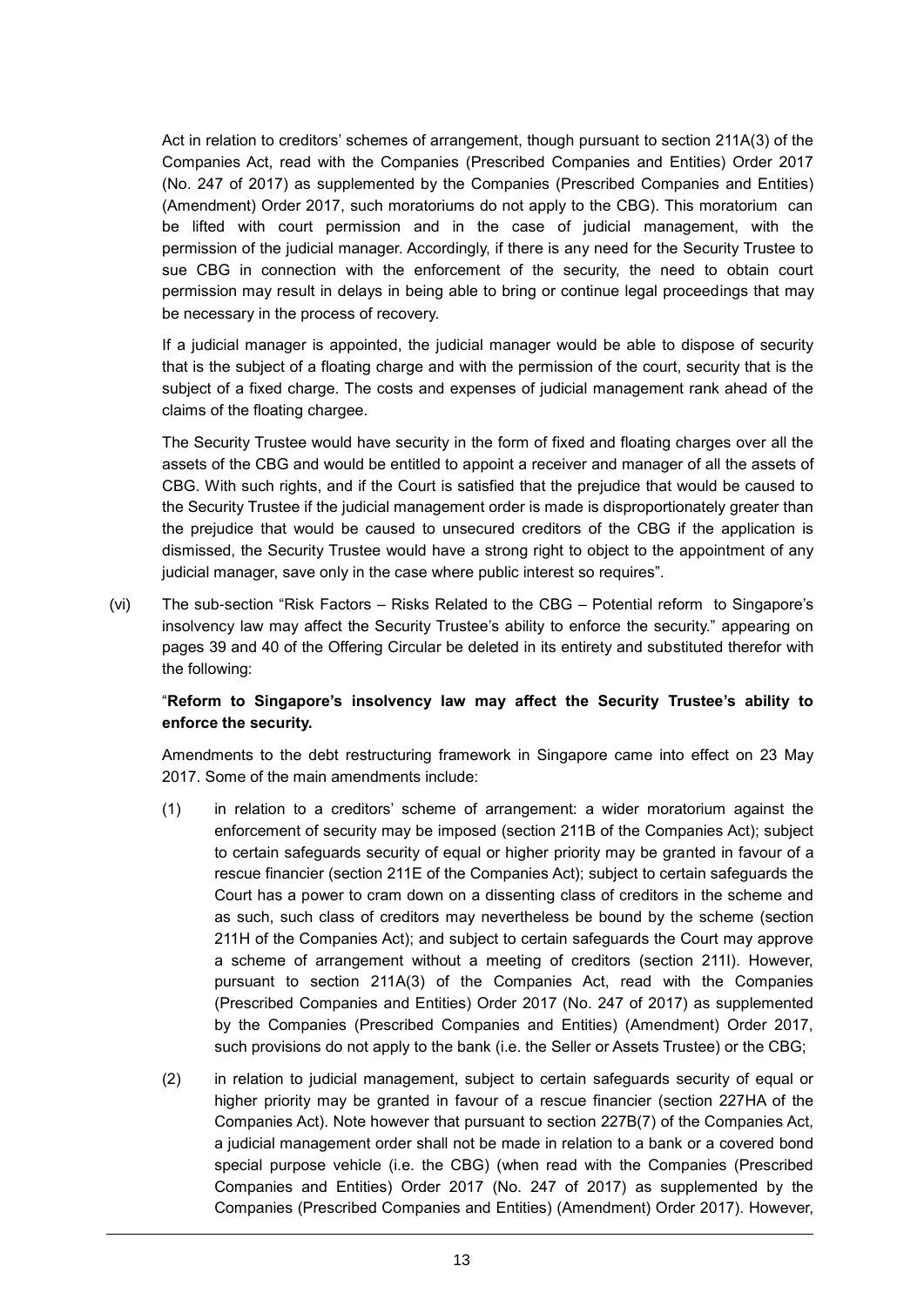Act in relation to creditors' schemes of arrangement, though pursuant to section 211A(3) of the Companies Act, read with the Companies (Prescribed Companies and Entities) Order 2017 (No. 247 of 2017) as supplemented by the Companies (Prescribed Companies and Entities) (Amendment) Order 2017, such moratoriums do not apply to the CBG). This moratorium can be lifted with court permission and in the case of judicial management, with the permission of the judicial manager. Accordingly, if there is any need for the Security Trustee to sue CBG in connection with the enforcement of the security, the need to obtain court permission may result in delays in being able to bring or continue legal proceedings that may be necessary in the process of recovery.

If a judicial manager is appointed, the judicial manager would be able to dispose of security that is the subject of a floating charge and with the permission of the court, security that is the subject of a fixed charge. The costs and expenses of judicial management rank ahead of the claims of the floating chargee.

The Security Trustee would have security in the form of fixed and floating charges over all the assets of the CBG and would be entitled to appoint a receiver and manager of all the assets of CBG. With such rights, and if the Court is satisfied that the prejudice that would be caused to the Security Trustee if the judicial management order is made is disproportionately greater than the prejudice that would be caused to unsecured creditors of the CBG if the application is dismissed, the Security Trustee would have a strong right to object to the appointment of any judicial manager, save only in the case where public interest so requires".

(vi) The sub-section "Risk Factors – Risks Related to the CBG – Potential reform to Singapore's insolvency law may affect the Security Trustee's ability to enforce the security." appearing on pages 39 and 40 of the Offering Circular be deleted in its entirety and substituted therefor with the following:

"**Reform to Singapore's insolvency law may affect the Security Trustee's ability to enforce the security.**

Amendments to the debt restructuring framework in Singapore came into effect on 23 May 2017. Some of the main amendments include:

(1) in relation to a creditors' scheme of arrangement: a wider moratorium against the enforcement of security may be imposed (section 211B of the Companies Act); subject to certain safeguards security of equal or higher priority may be granted in favour of a rescue financier (section 211E of the Companies Act); subject to certain safeguards the Court has a power to cram down on a dissenting class of creditors in the scheme and as such, such class of creditors may nevertheless be bound by the scheme (section 211H of the Companies Act); and subject to certain safeguards the Court may approve a scheme of arrangement without a meeting of creditors (section 211I). However, pursuant to section 211A(3) of the Companies Act, read with the Companies (Prescribed Companies and Entities) Order 2017 (No. 247 of 2017) as supplemented by the Companies (Prescribed Companies and Entities) (Amendment) Order 2017, such provisions do not apply to the bank (i.e. the Seller or Assets Trustee) or the CBG;

(2) in relation to judicial management, subject to certain safeguards security of equal or higher priority may be granted in favour of a rescue financier (section 227HA of the Companies Act). Note however that pursuant to section 227B(7) of the Companies Act, a judicial management order shall not be made in relation to a bank or a covered bond special purpose vehicle (i.e. the CBG) (when read with the Companies (Prescribed Companies and Entities) Order 2017 (No. 247 of 2017) as supplemented by the Companies (Prescribed Companies and Entities) (Amendment) Order 2017). However,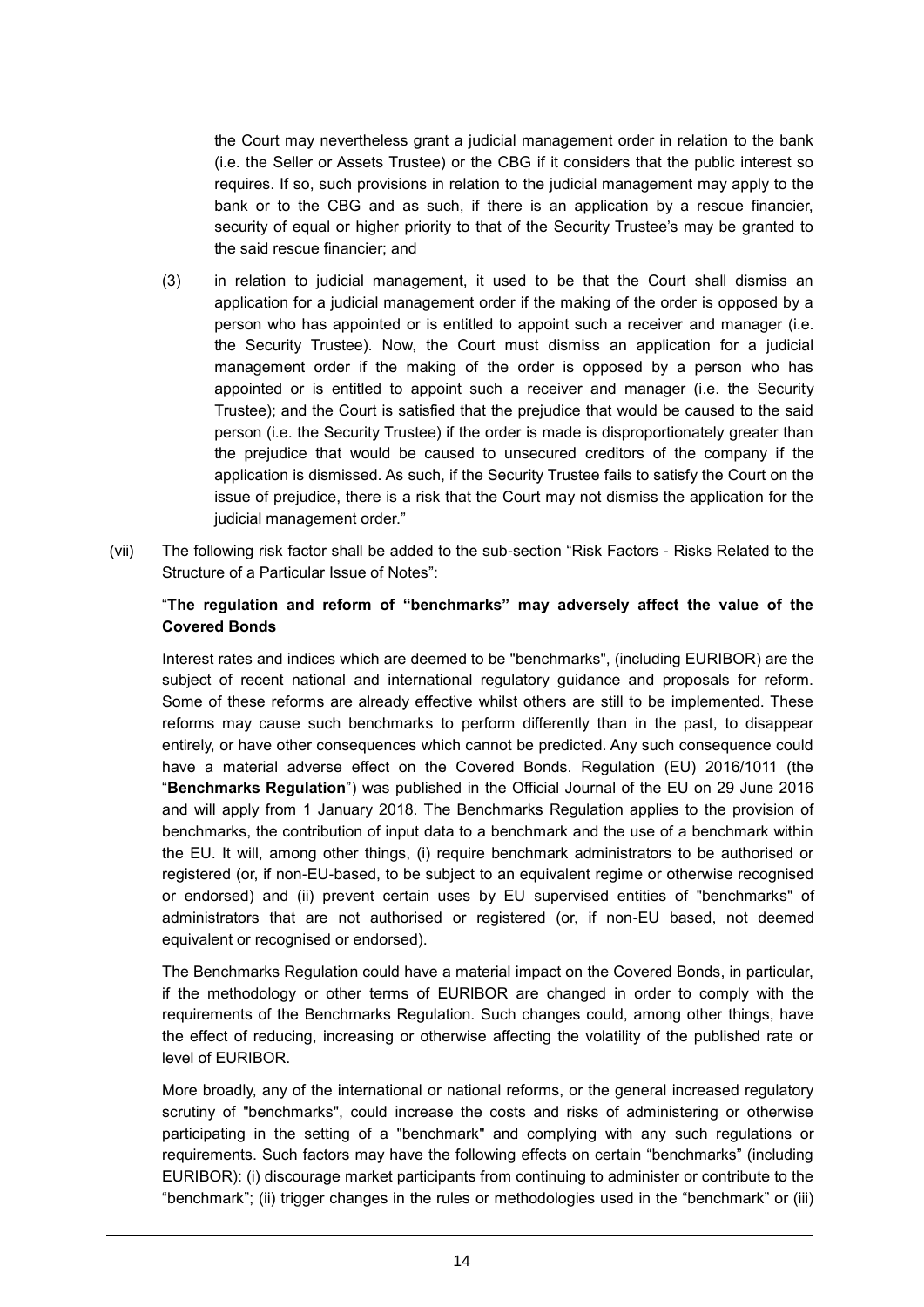the Court may nevertheless grant a judicial management order in relation to the bank (i.e. the Seller or Assets Trustee) or the CBG if it considers that the public interest so requires. If so, such provisions in relation to the judicial management may apply to the bank or to the CBG and as such, if there is an application by a rescue financier, security of equal or higher priority to that of the Security Trustee's may be granted to the said rescue financier; and

(3) in relation to judicial management, it used to be that the Court shall dismiss an application for a judicial management order if the making of the order is opposed by a person who has appointed or is entitled to appoint such a receiver and manager (i.e. the Security Trustee). Now, the Court must dismiss an application for a judicial management order if the making of the order is opposed by a person who has appointed or is entitled to appoint such a receiver and manager (i.e. the Security Trustee); and the Court is satisfied that the prejudice that would be caused to the said person (i.e. the Security Trustee) if the order is made is disproportionately greater than the prejudice that would be caused to unsecured creditors of the company if the application is dismissed. As such, if the Security Trustee fails to satisfy the Court on the issue of prejudice, there is a risk that the Court may not dismiss the application for the judicial management order."

(vii) The following risk factor shall be added to the sub-section "Risk Factors - Risks Related to the Structure of a Particular Issue of Notes":

"**The regulation and reform of "benchmarks" may adversely affect the value of the Covered Bonds**

Interest rates and indices which are deemed to be "benchmarks", (including EURIBOR) are the subject of recent national and international regulatory guidance and proposals for reform. Some of these reforms are already effective whilst others are still to be implemented. These reforms may cause such benchmarks to perform differently than in the past, to disappear entirely, or have other consequences which cannot be predicted. Any such consequence could have a material adverse effect on the Covered Bonds. Regulation (EU) 2016/1011 (the "**Benchmarks Regulation**") was published in the Official Journal of the EU on 29 June 2016 and will apply from 1 January 2018. The Benchmarks Regulation applies to the provision of benchmarks, the contribution of input data to a benchmark and the use of a benchmark within the EU. It will, among other things, (i) require benchmark administrators to be authorised or registered (or, if non-EU-based, to be subject to an equivalent regime or otherwise recognised or endorsed) and (ii) prevent certain uses by EU supervised entities of "benchmarks" of administrators that are not authorised or registered (or, if non-EU based, not deemed equivalent or recognised or endorsed).

The Benchmarks Regulation could have a material impact on the Covered Bonds, in particular, if the methodology or other terms of EURIBOR are changed in order to comply with the requirements of the Benchmarks Regulation. Such changes could, among other things, have the effect of reducing, increasing or otherwise affecting the volatility of the published rate or level of EURIBOR.

More broadly, any of the international or national reforms, or the general increased regulatory scrutiny of "benchmarks", could increase the costs and risks of administering or otherwise participating in the setting of a "benchmark" and complying with any such regulations or requirements. Such factors may have the following effects on certain "benchmarks" (including EURIBOR): (i) discourage market participants from continuing to administer or contribute to the "benchmark"; (ii) trigger changes in the rules or methodologies used in the "benchmark" or (iii)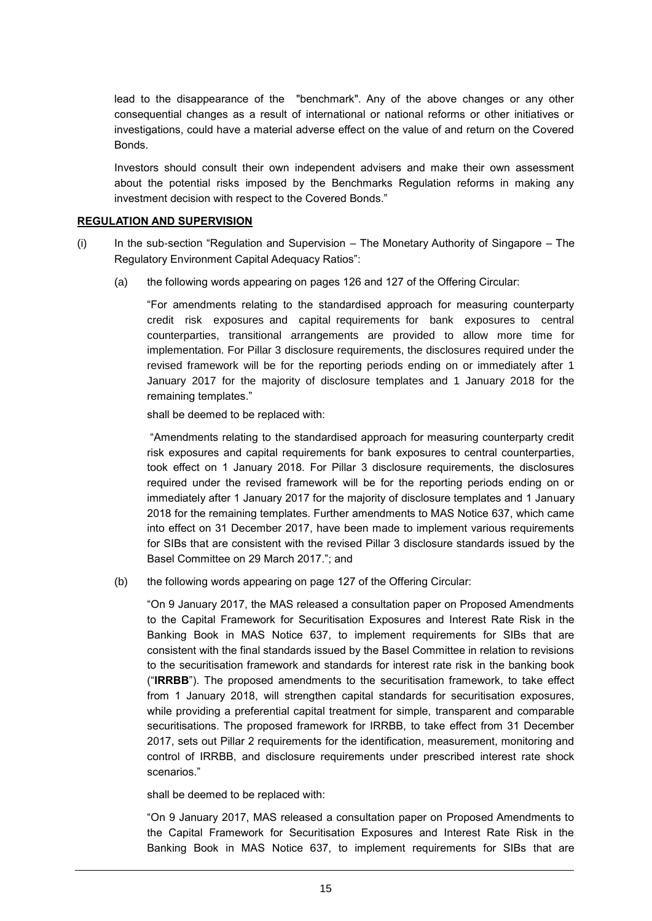lead to the disappearance of the "benchmark". Any of the above changes or any other consequential changes as a result of international or national reforms or other initiatives or investigations, could have a material adverse effect on the value of and return on the Covered Bonds.

Investors should consult their own independent advisers and make their own assessment about the potential risks imposed by the Benchmarks Regulation reforms in making any investment decision with respect to the Covered Bonds."

**REGULATION AND SUPERVISION**

(i) In the sub-section "Regulation and Supervision – The Monetary Authority of Singapore – The Regulatory Environment Capital Adequacy Ratios":

(a) the following words appearing on pages 126 and 127 of the Offering Circular:

"For amendments relating to the standardised approach for measuring counterparty credit risk exposures and capital requirements for bank exposures to central counterparties, transitional arrangements are provided to allow more time for implementation. For Pillar 3 disclosure requirements, the disclosures required under the revised framework will be for the reporting periods ending on or immediately after 1 January 2017 for the majority of disclosure templates and 1 January 2018 for the remaining templates."

shall be deemed to be replaced with:

"Amendments relating to the standardised approach for measuring counterparty credit risk exposures and capital requirements for bank exposures to central counterparties, took effect on 1 January 2018. For Pillar 3 disclosure requirements, the disclosures required under the revised framework will be for the reporting periods ending on or immediately after 1 January 2017 for the majority of disclosure templates and 1 January 2018 for the remaining templates. Further amendments to MAS Notice 637, which came into effect on 31 December 2017, have been made to implement various requirements for SIBs that are consistent with the revised Pillar 3 disclosure standards issued by the Basel Committee on 29 March 2017."; and

(b) the following words appearing on page 127 of the Offering Circular:

"On 9 January 2017, the MAS released a consultation paper on Proposed Amendments to the Capital Framework for Securitisation Exposures and Interest Rate Risk in the Banking Book in MAS Notice 637, to implement requirements for SIBs that are consistent with the final standards issued by the Basel Committee in relation to revisions to the securitisation framework and standards for interest rate risk in the banking book ("**IRRBB**"). The proposed amendments to the securitisation framework, to take effect from 1 January 2018, will strengthen capital standards for securitisation exposures, while providing a preferential capital treatment for simple, transparent and comparable securitisations. The proposed framework for IRRBB, to take effect from 31 December 2017, sets out Pillar 2 requirements for the identification, measurement, monitoring and control of IRRBB, and disclosure requirements under prescribed interest rate shock scenarios."

shall be deemed to be replaced with:

"On 9 January 2017, MAS released a consultation paper on Proposed Amendments to the Capital Framework for Securitisation Exposures and Interest Rate Risk in the Banking Book in MAS Notice 637, to implement requirements for SIBs that are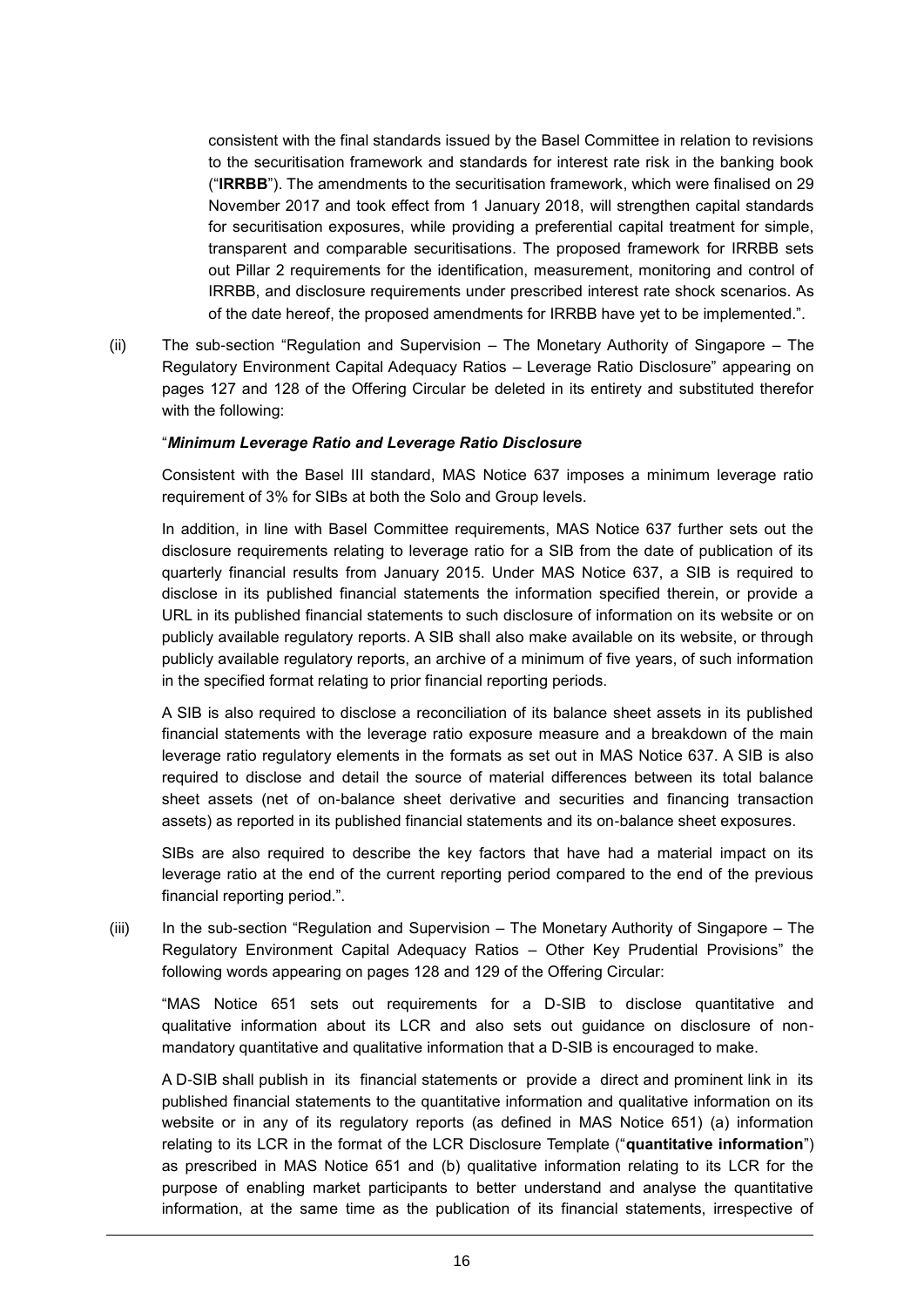consistent with the final standards issued by the Basel Committee in relation to revisions to the securitisation framework and standards for interest rate risk in the banking book ("**IRRBB**"). The amendments to the securitisation framework, which were finalised on 29 November 2017 and took effect from 1 January 2018, will strengthen capital standards for securitisation exposures, while providing a preferential capital treatment for simple, transparent and comparable securitisations. The proposed framework for IRRBB sets out Pillar 2 requirements for the identification, measurement, monitoring and control of IRRBB, and disclosure requirements under prescribed interest rate shock scenarios. As of the date hereof, the proposed amendments for IRRBB have yet to be implemented.".

(ii) The sub-section "Regulation and Supervision – The Monetary Authority of Singapore – The Regulatory Environment Capital Adequacy Ratios – Leverage Ratio Disclosure" appearing on pages 127 and 128 of the Offering Circular be deleted in its entirety and substituted therefor with the following:

"***Minimum Leverage Ratio and Leverage Ratio Disclosure***

Consistent with the Basel III standard, MAS Notice 637 imposes a minimum leverage ratio requirement of 3% for SIBs at both the Solo and Group levels.

In addition, in line with Basel Committee requirements, MAS Notice 637 further sets out the disclosure requirements relating to leverage ratio for a SIB from the date of publication of its quarterly financial results from January 2015. Under MAS Notice 637, a SIB is required to disclose in its published financial statements the information specified therein, or provide a URL in its published financial statements to such disclosure of information on its website or on publicly available regulatory reports. A SIB shall also make available on its website, or through publicly available regulatory reports, an archive of a minimum of five years, of such information in the specified format relating to prior financial reporting periods.

A SIB is also required to disclose a reconciliation of its balance sheet assets in its published financial statements with the leverage ratio exposure measure and a breakdown of the main leverage ratio regulatory elements in the formats as set out in MAS Notice 637. A SIB is also required to disclose and detail the source of material differences between its total balance sheet assets (net of on-balance sheet derivative and securities and financing transaction assets) as reported in its published financial statements and its on-balance sheet exposures.

SIBs are also required to describe the key factors that have had a material impact on its leverage ratio at the end of the current reporting period compared to the end of the previous financial reporting period.".

(iii) In the sub-section "Regulation and Supervision – The Monetary Authority of Singapore – The Regulatory Environment Capital Adequacy Ratios – Other Key Prudential Provisions" the following words appearing on pages 128 and 129 of the Offering Circular:

"MAS Notice 651 sets out requirements for a D-SIB to disclose quantitative and qualitative information about its LCR and also sets out guidance on disclosure of non-mandatory quantitative and qualitative information that a D-SIB is encouraged to make.

A D-SIB shall publish in its financial statements or provide a direct and prominent link in its published financial statements to the quantitative information and qualitative information on its website or in any of its regulatory reports (as defined in MAS Notice 651) (a) information relating to its LCR in the format of the LCR Disclosure Template ("**quantitative information**") as prescribed in MAS Notice 651 and (b) qualitative information relating to its LCR for the purpose of enabling market participants to better understand and analyse the quantitative information, at the same time as the publication of its financial statements, irrespective of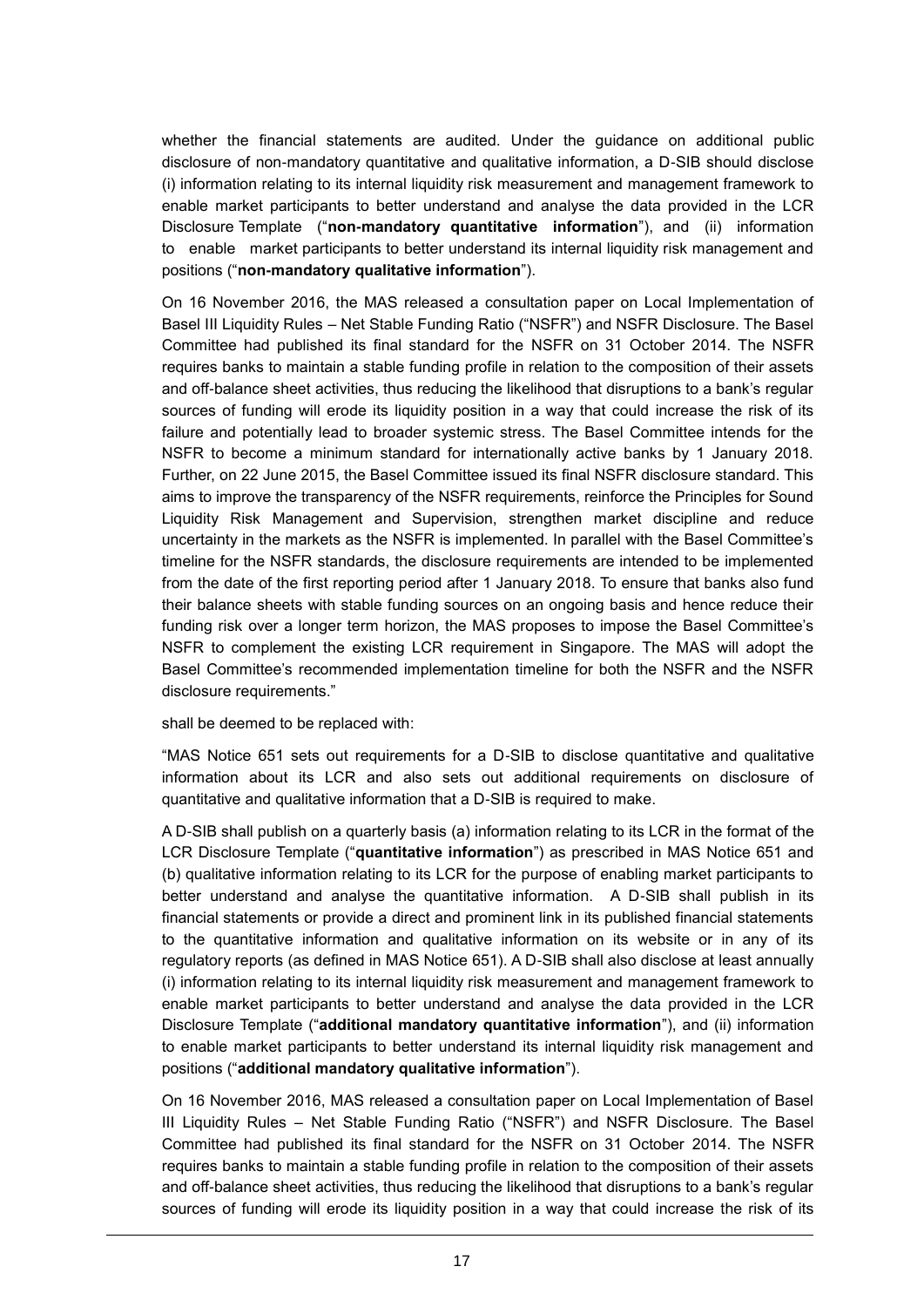whether the financial statements are audited. Under the guidance on additional public disclosure of non-mandatory quantitative and qualitative information, a D-SIB should disclose (i) information relating to its internal liquidity risk measurement and management framework to enable market participants to better understand and analyse the data provided in the LCR Disclosure Template ("**non-mandatory quantitative information**"), and (ii) information to enable market participants to better understand its internal liquidity risk management and positions ("**non-mandatory qualitative information**").

On 16 November 2016, the MAS released a consultation paper on Local Implementation of Basel III Liquidity Rules – Net Stable Funding Ratio ("NSFR") and NSFR Disclosure. The Basel Committee had published its final standard for the NSFR on 31 October 2014. The NSFR requires banks to maintain a stable funding profile in relation to the composition of their assets and off-balance sheet activities, thus reducing the likelihood that disruptions to a bank's regular sources of funding will erode its liquidity position in a way that could increase the risk of its failure and potentially lead to broader systemic stress. The Basel Committee intends for the NSFR to become a minimum standard for internationally active banks by 1 January 2018. Further, on 22 June 2015, the Basel Committee issued its final NSFR disclosure standard. This aims to improve the transparency of the NSFR requirements, reinforce the Principles for Sound Liquidity Risk Management and Supervision, strengthen market discipline and reduce uncertainty in the markets as the NSFR is implemented. In parallel with the Basel Committee's timeline for the NSFR standards, the disclosure requirements are intended to be implemented from the date of the first reporting period after 1 January 2018. To ensure that banks also fund their balance sheets with stable funding sources on an ongoing basis and hence reduce their funding risk over a longer term horizon, the MAS proposes to impose the Basel Committee's NSFR to complement the existing LCR requirement in Singapore. The MAS will adopt the Basel Committee's recommended implementation timeline for both the NSFR and the NSFR disclosure requirements."

shall be deemed to be replaced with:

"MAS Notice 651 sets out requirements for a D-SIB to disclose quantitative and qualitative information about its LCR and also sets out additional requirements on disclosure of quantitative and qualitative information that a D-SIB is required to make.

A D-SIB shall publish on a quarterly basis (a) information relating to its LCR in the format of the LCR Disclosure Template ("**quantitative information**") as prescribed in MAS Notice 651 and (b) qualitative information relating to its LCR for the purpose of enabling market participants to better understand and analyse the quantitative information. A D-SIB shall publish in its financial statements or provide a direct and prominent link in its published financial statements to the quantitative information and qualitative information on its website or in any of its regulatory reports (as defined in MAS Notice 651). A D-SIB shall also disclose at least annually (i) information relating to its internal liquidity risk measurement and management framework to enable market participants to better understand and analyse the data provided in the LCR Disclosure Template ("**additional mandatory quantitative information**"), and (ii) information to enable market participants to better understand its internal liquidity risk management and positions ("**additional mandatory qualitative information**").

On 16 November 2016, MAS released a consultation paper on Local Implementation of Basel III Liquidity Rules – Net Stable Funding Ratio ("NSFR") and NSFR Disclosure. The Basel Committee had published its final standard for the NSFR on 31 October 2014. The NSFR requires banks to maintain a stable funding profile in relation to the composition of their assets and off-balance sheet activities, thus reducing the likelihood that disruptions to a bank's regular sources of funding will erode its liquidity position in a way that could increase the risk of its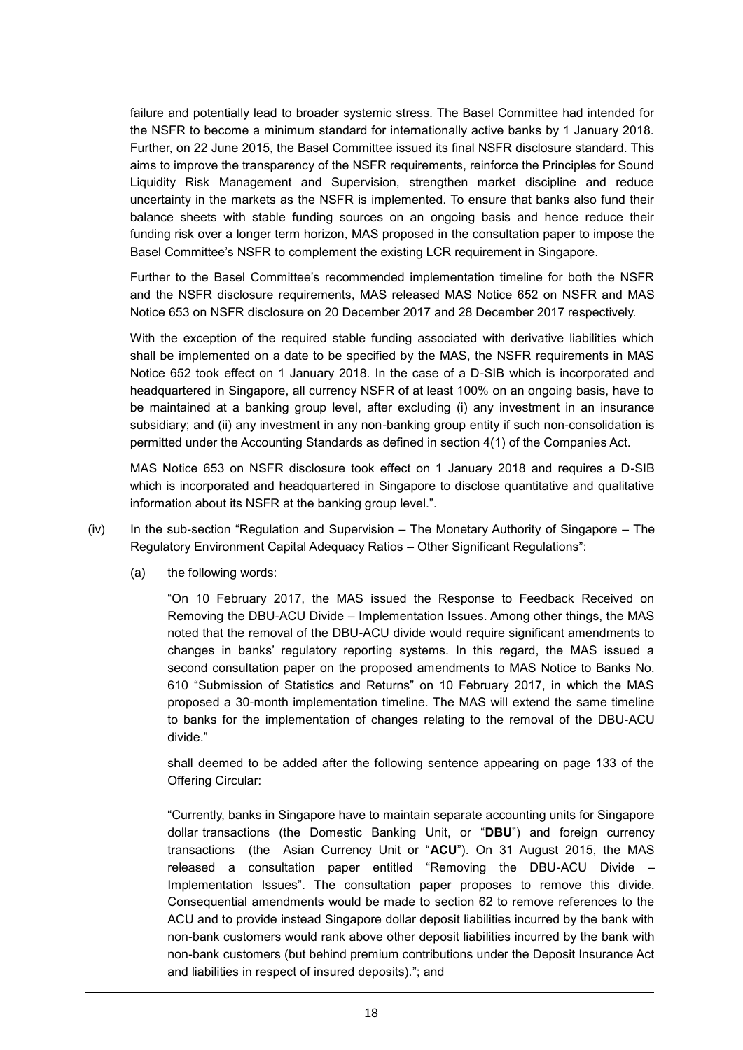failure and potentially lead to broader systemic stress. The Basel Committee had intended for the NSFR to become a minimum standard for internationally active banks by 1 January 2018. Further, on 22 June 2015, the Basel Committee issued its final NSFR disclosure standard. This aims to improve the transparency of the NSFR requirements, reinforce the Principles for Sound Liquidity Risk Management and Supervision, strengthen market discipline and reduce uncertainty in the markets as the NSFR is implemented. To ensure that banks also fund their balance sheets with stable funding sources on an ongoing basis and hence reduce their funding risk over a longer term horizon, MAS proposed in the consultation paper to impose the Basel Committee's NSFR to complement the existing LCR requirement in Singapore.

Further to the Basel Committee's recommended implementation timeline for both the NSFR and the NSFR disclosure requirements, MAS released MAS Notice 652 on NSFR and MAS Notice 653 on NSFR disclosure on 20 December 2017 and 28 December 2017 respectively.

With the exception of the required stable funding associated with derivative liabilities which shall be implemented on a date to be specified by the MAS, the NSFR requirements in MAS Notice 652 took effect on 1 January 2018. In the case of a D-SIB which is incorporated and headquartered in Singapore, all currency NSFR of at least 100% on an ongoing basis, have to be maintained at a banking group level, after excluding (i) any investment in an insurance subsidiary; and (ii) any investment in any non-banking group entity if such non-consolidation is permitted under the Accounting Standards as defined in section 4(1) of the Companies Act.

MAS Notice 653 on NSFR disclosure took effect on 1 January 2018 and requires a D-SIB which is incorporated and headquartered in Singapore to disclose quantitative and qualitative information about its NSFR at the banking group level.".

(iv) In the sub-section "Regulation and Supervision – The Monetary Authority of Singapore – The Regulatory Environment Capital Adequacy Ratios – Other Significant Regulations":

(a) the following words:

"On 10 February 2017, the MAS issued the Response to Feedback Received on Removing the DBU-ACU Divide – Implementation Issues. Among other things, the MAS noted that the removal of the DBU-ACU divide would require significant amendments to changes in banks' regulatory reporting systems. In this regard, the MAS issued a second consultation paper on the proposed amendments to MAS Notice to Banks No. 610 "Submission of Statistics and Returns" on 10 February 2017, in which the MAS proposed a 30-month implementation timeline. The MAS will extend the same timeline to banks for the implementation of changes relating to the removal of the DBU-ACU divide."

shall deemed to be added after the following sentence appearing on page 133 of the Offering Circular:

"Currently, banks in Singapore have to maintain separate accounting units for Singapore dollar transactions (the Domestic Banking Unit, or "**DBU**") and foreign currency transactions (the Asian Currency Unit or "**ACU**"). On 31 August 2015, the MAS released a consultation paper entitled "Removing the DBU-ACU Divide – Implementation Issues". The consultation paper proposes to remove this divide. Consequential amendments would be made to section 62 to remove references to the ACU and to provide instead Singapore dollar deposit liabilities incurred by the bank with non-bank customers would rank above other deposit liabilities incurred by the bank with non-bank customers (but behind premium contributions under the Deposit Insurance Act and liabilities in respect of insured deposits)."; and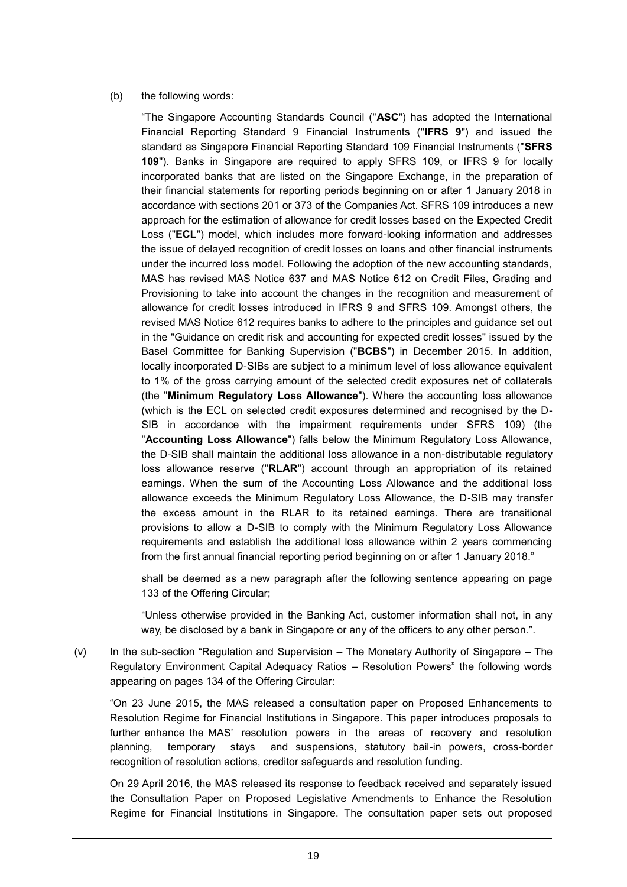(b) the following words:

"The Singapore Accounting Standards Council ("**ASC**") has adopted the International Financial Reporting Standard 9 Financial Instruments ("**IFRS 9**") and issued the standard as Singapore Financial Reporting Standard 109 Financial Instruments ("**SFRS 109**"). Banks in Singapore are required to apply SFRS 109, or IFRS 9 for locally incorporated banks that are listed on the Singapore Exchange, in the preparation of their financial statements for reporting periods beginning on or after 1 January 2018 in accordance with sections 201 or 373 of the Companies Act. SFRS 109 introduces a new approach for the estimation of allowance for credit losses based on the Expected Credit Loss ("**ECL**") model, which includes more forward-looking information and addresses the issue of delayed recognition of credit losses on loans and other financial instruments under the incurred loss model. Following the adoption of the new accounting standards, MAS has revised MAS Notice 637 and MAS Notice 612 on Credit Files, Grading and Provisioning to take into account the changes in the recognition and measurement of allowance for credit losses introduced in IFRS 9 and SFRS 109. Amongst others, the revised MAS Notice 612 requires banks to adhere to the principles and guidance set out in the "Guidance on credit risk and accounting for expected credit losses" issued by the Basel Committee for Banking Supervision ("**BCBS**") in December 2015. In addition, locally incorporated D-SIBs are subject to a minimum level of loss allowance equivalent to 1% of the gross carrying amount of the selected credit exposures net of collaterals (the "**Minimum Regulatory Loss Allowance**"). Where the accounting loss allowance (which is the ECL on selected credit exposures determined and recognised by the D-SIB in accordance with the impairment requirements under SFRS 109) (the "**Accounting Loss Allowance**") falls below the Minimum Regulatory Loss Allowance, the D-SIB shall maintain the additional loss allowance in a non-distributable regulatory loss allowance reserve ("**RLAR**") account through an appropriation of its retained earnings. When the sum of the Accounting Loss Allowance and the additional loss allowance exceeds the Minimum Regulatory Loss Allowance, the D-SIB may transfer the excess amount in the RLAR to its retained earnings. There are transitional provisions to allow a D-SIB to comply with the Minimum Regulatory Loss Allowance requirements and establish the additional loss allowance within 2 years commencing from the first annual financial reporting period beginning on or after 1 January 2018."

shall be deemed as a new paragraph after the following sentence appearing on page 133 of the Offering Circular;

"Unless otherwise provided in the Banking Act, customer information shall not, in any way, be disclosed by a bank in Singapore or any of the officers to any other person.".

(v) In the sub-section "Regulation and Supervision – The Monetary Authority of Singapore – The Regulatory Environment Capital Adequacy Ratios – Resolution Powers" the following words appearing on pages 134 of the Offering Circular:

"On 23 June 2015, the MAS released a consultation paper on Proposed Enhancements to Resolution Regime for Financial Institutions in Singapore. This paper introduces proposals to further enhance the MAS' resolution powers in the areas of recovery and resolution planning, temporary stays and suspensions, statutory bail-in powers, cross-border recognition of resolution actions, creditor safeguards and resolution funding.

On 29 April 2016, the MAS released its response to feedback received and separately issued the Consultation Paper on Proposed Legislative Amendments to Enhance the Resolution Regime for Financial Institutions in Singapore. The consultation paper sets out proposed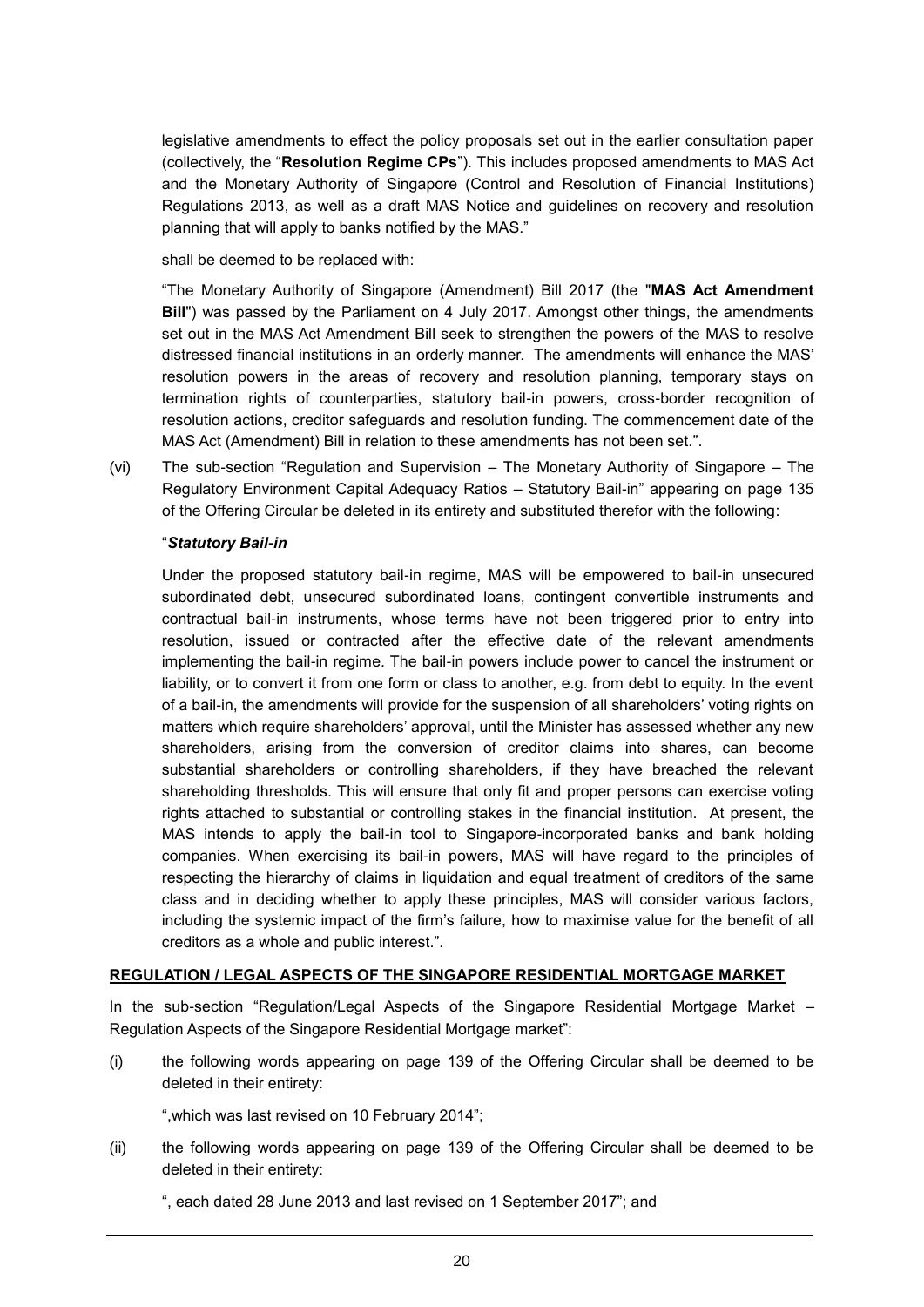legislative amendments to effect the policy proposals set out in the earlier consultation paper (collectively, the "**Resolution Regime CPs**"). This includes proposed amendments to MAS Act and the Monetary Authority of Singapore (Control and Resolution of Financial Institutions) Regulations 2013, as well as a draft MAS Notice and guidelines on recovery and resolution planning that will apply to banks notified by the MAS."

shall be deemed to be replaced with:

"The Monetary Authority of Singapore (Amendment) Bill 2017 (the "**MAS Act Amendment Bill**") was passed by the Parliament on 4 July 2017. Amongst other things, the amendments set out in the MAS Act Amendment Bill seek to strengthen the powers of the MAS to resolve distressed financial institutions in an orderly manner. The amendments will enhance the MAS' resolution powers in the areas of recovery and resolution planning, temporary stays on termination rights of counterparties, statutory bail-in powers, cross-border recognition of resolution actions, creditor safeguards and resolution funding. The commencement date of the MAS Act (Amendment) Bill in relation to these amendments has not been set.".

(vi) The sub-section "Regulation and Supervision – The Monetary Authority of Singapore – The Regulatory Environment Capital Adequacy Ratios – Statutory Bail-in" appearing on page 135 of the Offering Circular be deleted in its entirety and substituted therefor with the following:

"***Statutory Bail-in***

Under the proposed statutory bail-in regime, MAS will be empowered to bail-in unsecured subordinated debt, unsecured subordinated loans, contingent convertible instruments and contractual bail-in instruments, whose terms have not been triggered prior to entry into resolution, issued or contracted after the effective date of the relevant amendments implementing the bail-in regime. The bail-in powers include power to cancel the instrument or liability, or to convert it from one form or class to another, e.g. from debt to equity. In the event of a bail-in, the amendments will provide for the suspension of all shareholders' voting rights on matters which require shareholders' approval, until the Minister has assessed whether any new shareholders, arising from the conversion of creditor claims into shares, can become substantial shareholders or controlling shareholders, if they have breached the relevant shareholding thresholds. This will ensure that only fit and proper persons can exercise voting rights attached to substantial or controlling stakes in the financial institution. At present, the MAS intends to apply the bail-in tool to Singapore-incorporated banks and bank holding companies. When exercising its bail-in powers, MAS will have regard to the principles of respecting the hierarchy of claims in liquidation and equal treatment of creditors of the same class and in deciding whether to apply these principles, MAS will consider various factors, including the systemic impact of the firm's failure, how to maximise value for the benefit of all creditors as a whole and public interest.".

**REGULATION / LEGAL ASPECTS OF THE SINGAPORE RESIDENTIAL MORTGAGE MARKET**

In the sub-section "Regulation/Legal Aspects of the Singapore Residential Mortgage Market – Regulation Aspects of the Singapore Residential Mortgage market":

(i) the following words appearing on page 139 of the Offering Circular shall be deemed to be deleted in their entirety:

",which was last revised on 10 February 2014";

(ii) the following words appearing on page 139 of the Offering Circular shall be deemed to be deleted in their entirety:

", each dated 28 June 2013 and last revised on 1 September 2017"; and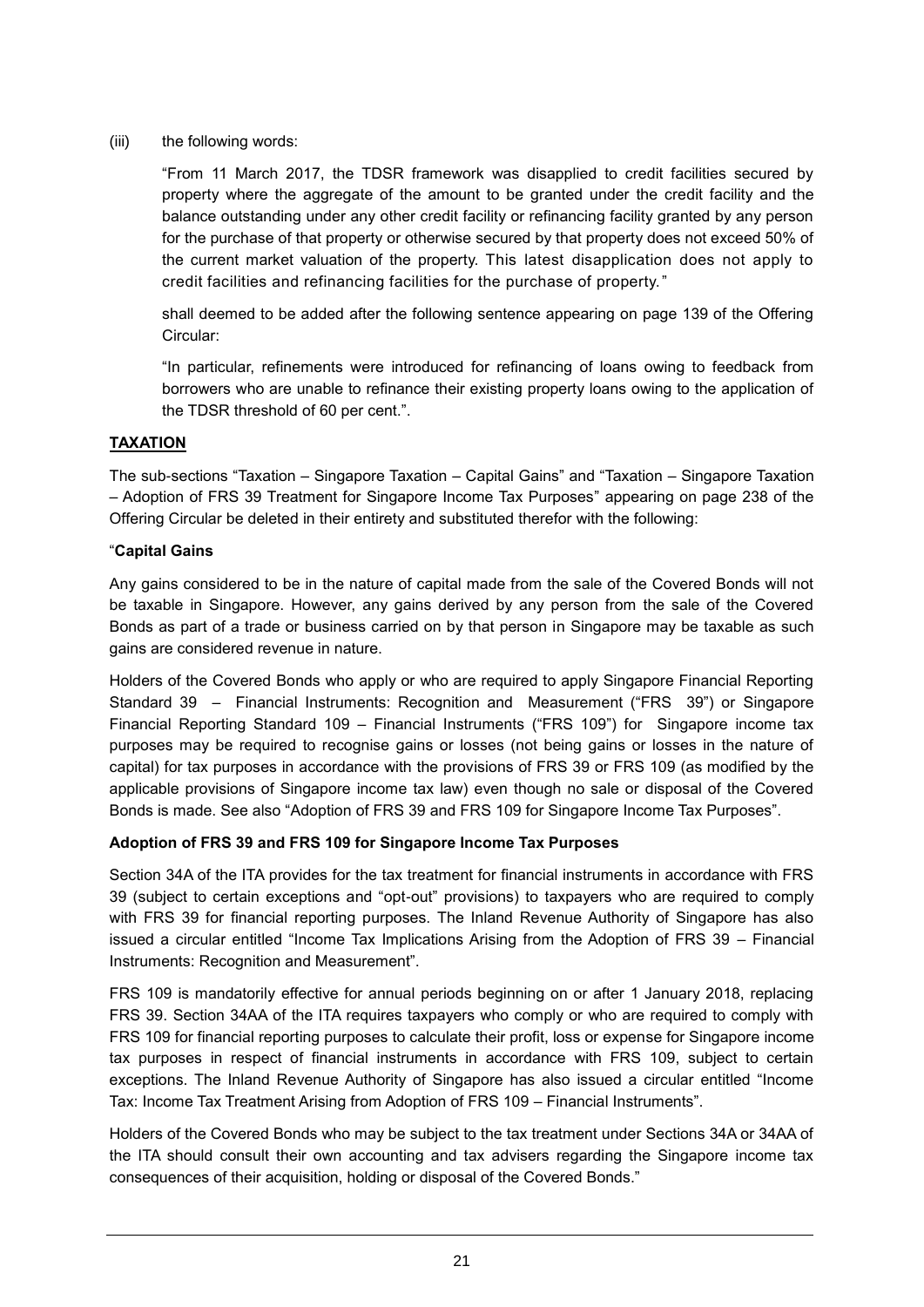(iii) the following words:

"From 11 March 2017, the TDSR framework was disapplied to credit facilities secured by property where the aggregate of the amount to be granted under the credit facility and the balance outstanding under any other credit facility or refinancing facility granted by any person for the purchase of that property or otherwise secured by that property does not exceed 50% of the current market valuation of the property. This latest disapplication does not apply to credit facilities and refinancing facilities for the purchase of property."

shall deemed to be added after the following sentence appearing on page 139 of the Offering Circular:

"In particular, refinements were introduced for refinancing of loans owing to feedback from borrowers who are unable to refinance their existing property loans owing to the application of the TDSR threshold of 60 per cent.".

## TAXATION

The sub-sections "Taxation – Singapore Taxation – Capital Gains" and "Taxation – Singapore Taxation – Adoption of FRS 39 Treatment for Singapore Income Tax Purposes" appearing on page 238 of the Offering Circular be deleted in their entirety and substituted therefor with the following:

"**Capital Gains**

Any gains considered to be in the nature of capital made from the sale of the Covered Bonds will not be taxable in Singapore. However, any gains derived by any person from the sale of the Covered Bonds as part of a trade or business carried on by that person in Singapore may be taxable as such gains are considered revenue in nature.

Holders of the Covered Bonds who apply or who are required to apply Singapore Financial Reporting Standard 39 – Financial Instruments: Recognition and Measurement ("FRS 39") or Singapore Financial Reporting Standard 109 – Financial Instruments ("FRS 109") for Singapore income tax purposes may be required to recognise gains or losses (not being gains or losses in the nature of capital) for tax purposes in accordance with the provisions of FRS 39 or FRS 109 (as modified by the applicable provisions of Singapore income tax law) even though no sale or disposal of the Covered Bonds is made. See also "Adoption of FRS 39 and FRS 109 for Singapore Income Tax Purposes".

**Adoption of FRS 39 and FRS 109 for Singapore Income Tax Purposes**

Section 34A of the ITA provides for the tax treatment for financial instruments in accordance with FRS 39 (subject to certain exceptions and "opt-out" provisions) to taxpayers who are required to comply with FRS 39 for financial reporting purposes. The Inland Revenue Authority of Singapore has also issued a circular entitled "Income Tax Implications Arising from the Adoption of FRS 39 – Financial Instruments: Recognition and Measurement".

FRS 109 is mandatorily effective for annual periods beginning on or after 1 January 2018, replacing FRS 39. Section 34AA of the ITA requires taxpayers who comply or who are required to comply with FRS 109 for financial reporting purposes to calculate their profit, loss or expense for Singapore income tax purposes in respect of financial instruments in accordance with FRS 109, subject to certain exceptions. The Inland Revenue Authority of Singapore has also issued a circular entitled "Income Tax: Income Tax Treatment Arising from Adoption of FRS 109 – Financial Instruments".

Holders of the Covered Bonds who may be subject to the tax treatment under Sections 34A or 34AA of the ITA should consult their own accounting and tax advisers regarding the Singapore income tax consequences of their acquisition, holding or disposal of the Covered Bonds."